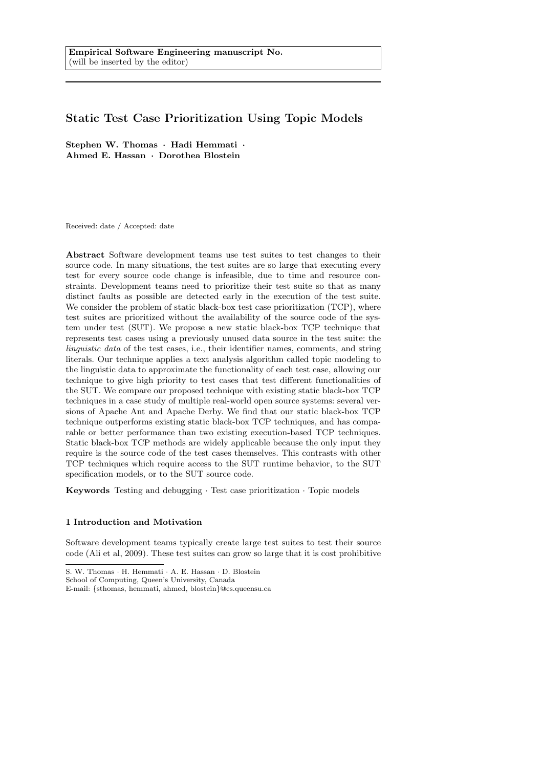Empirical Software Engineering manuscript No.
(will be inserted by the editor)

# Static Test Case Prioritization Using Topic Models

**Stephen W. Thomas · Hadi Hemmati · Ahmed E. Hassan · Dorothea Blostein**

Received: date / Accepted: date

**Abstract** Software development teams use test suites to test changes to their source code. In many situations, the test suites are so large that executing every test for every source code change is infeasible, due to time and resource constraints. Development teams need to prioritize their test suite so that as many distinct faults as possible are detected early in the execution of the test suite. We consider the problem of static black-box test case prioritization (TCP), where test suites are prioritized without the availability of the source code of the system under test (SUT). We propose a new static black-box TCP technique that represents test cases using a previously unused data source in the test suite: the *linguistic data* of the test cases, i.e., their identifier names, comments, and string literals. Our technique applies a text analysis algorithm called topic modeling to the linguistic data to approximate the functionality of each test case, allowing our technique to give high priority to test cases that test different functionalities of the SUT. We compare our proposed technique with existing static black-box TCP techniques in a case study of multiple real-world open source systems: several versions of Apache Ant and Apache Derby. We find that our static black-box TCP technique outperforms existing static black-box TCP techniques, and has comparable or better performance than two existing execution-based TCP techniques. Static black-box TCP methods are widely applicable because the only input they require is the source code of the test cases themselves. This contrasts with other TCP techniques which require access to the SUT runtime behavior, to the SUT specification models, or to the SUT source code.

**Keywords** Testing and debugging · Test case prioritization · Topic models

## 1 Introduction and Motivation

Software development teams typically create large test suites to test their source code (Ali et al, 2009). These test suites can grow so large that it is cost prohibitive

S. W. Thomas · H. Hemmati · A. E. Hassan · D. Blostein
School of Computing, Queen's University, Canada
E-mail: {sthomas, hemmati, ahmed, blostein}@cs.queensu.ca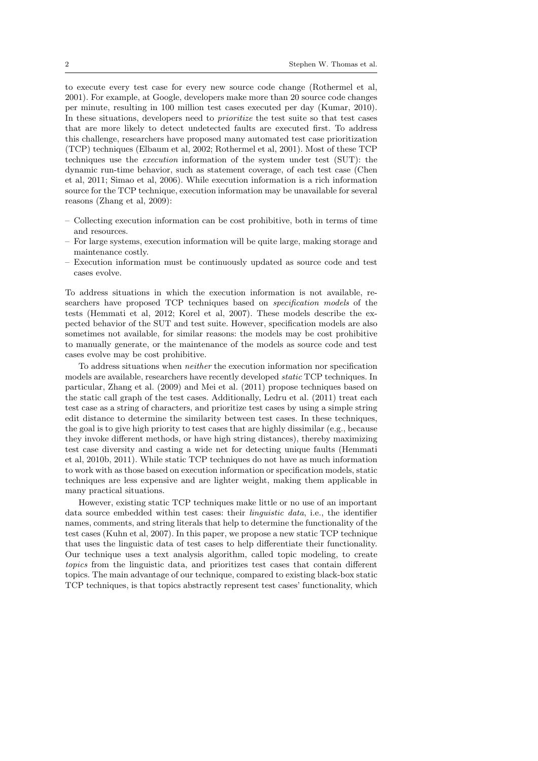to execute every test case for every new source code change (Rothermel et al, 2001). For example, at Google, developers make more than 20 source code changes per minute, resulting in 100 million test cases executed per day (Kumar, 2010). In these situations, developers need to *prioritize* the test suite so that test cases that are more likely to detect undetected faults are executed first. To address this challenge, researchers have proposed many automated test case prioritization (TCP) techniques (Elbaum et al, 2002; Rothermel et al, 2001). Most of these TCP techniques use the *execution* information of the system under test (SUT): the dynamic run-time behavior, such as statement coverage, of each test case (Chen et al, 2011; Simao et al, 2006). While execution information is a rich information source for the TCP technique, execution information may be unavailable for several reasons (Zhang et al, 2009):

- Collecting execution information can be cost prohibitive, both in terms of time and resources.
- For large systems, execution information will be quite large, making storage and maintenance costly.
- Execution information must be continuously updated as source code and test cases evolve.

To address situations in which the execution information is not available, researchers have proposed TCP techniques based on *specification models* of the tests (Hemmati et al, 2012; Korel et al, 2007). These models describe the expected behavior of the SUT and test suite. However, specification models are also sometimes not available, for similar reasons: the models may be cost prohibitive to manually generate, or the maintenance of the models as source code and test cases evolve may be cost prohibitive.

To address situations when *neither* the execution information nor specification models are available, researchers have recently developed *static* TCP techniques. In particular, Zhang et al. (2009) and Mei et al. (2011) propose techniques based on the static call graph of the test cases. Additionally, Ledru et al. (2011) treat each test case as a string of characters, and prioritize test cases by using a simple string edit distance to determine the similarity between test cases. In these techniques, the goal is to give high priority to test cases that are highly dissimilar (e.g., because they invoke different methods, or have high string distances), thereby maximizing test case diversity and casting a wide net for detecting unique faults (Hemmati et al, 2010b, 2011). While static TCP techniques do not have as much information to work with as those based on execution information or specification models, static techniques are less expensive and are lighter weight, making them applicable in many practical situations.

However, existing static TCP techniques make little or no use of an important data source embedded within test cases: their *linguistic data*, i.e., the identifier names, comments, and string literals that help to determine the functionality of the test cases (Kuhn et al, 2007). In this paper, we propose a new static TCP technique that uses the linguistic data of test cases to help differentiate their functionality. Our technique uses a text analysis algorithm, called topic modeling, to create *topics* from the linguistic data, and prioritizes test cases that contain different topics. The main advantage of our technique, compared to existing black-box static TCP techniques, is that topics abstractly represent test cases' functionality, which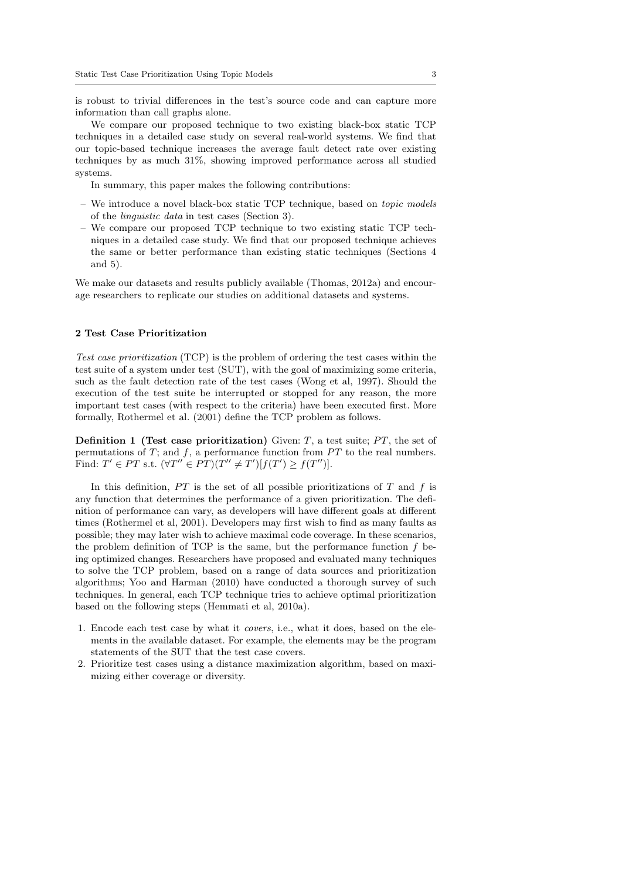is robust to trivial differences in the test's source code and can capture more information than call graphs alone.

We compare our proposed technique to two existing black-box static TCP techniques in a detailed case study on several real-world systems. We find that our topic-based technique increases the average fault detect rate over existing techniques by as much 31%, showing improved performance across all studied systems.

In summary, this paper makes the following contributions:

- We introduce a novel black-box static TCP technique, based on *topic models* of the *linguistic data* in test cases (Section 3).
- We compare our proposed TCP technique to two existing static TCP techniques in a detailed case study. We find that our proposed technique achieves the same or better performance than existing static techniques (Sections 4 and 5).

We make our datasets and results publicly available (Thomas, 2012a) and encourage researchers to replicate our studies on additional datasets and systems.

## 2 Test Case Prioritization

*Test case prioritization* (TCP) is the problem of ordering the test cases within the test suite of a system under test (SUT), with the goal of maximizing some criteria, such as the fault detection rate of the test cases (Wong et al, 1997). Should the execution of the test suite be interrupted or stopped for any reason, the more important test cases (with respect to the criteria) have been executed first. More formally, Rothermel et al. (2001) define the TCP problem as follows.

**Definition 1 (Test case prioritization)** Given: $T$, a test suite; $PT$, the set of permutations of $T$; and $f$, a performance function from $PT$ to the real numbers. Find: $T' \in PT$ s.t. $(\forall T'' \in PT)(T'' \neq T')[f(T') \geq f(T'')]$.

In this definition, $PT$ is the set of all possible prioritizations of $T$ and $f$ is any function that determines the performance of a given prioritization. The definition of performance can vary, as developers will have different goals at different times (Rothermel et al, 2001). Developers may first wish to find as many faults as possible; they may later wish to achieve maximal code coverage. In these scenarios, the problem definition of TCP is the same, but the performance function $f$ being optimized changes. Researchers have proposed and evaluated many techniques to solve the TCP problem, based on a range of data sources and prioritization algorithms; Yoo and Harman (2010) have conducted a thorough survey of such techniques. In general, each TCP technique tries to achieve optimal prioritization based on the following steps (Hemmati et al, 2010a).

1. Encode each test case by what it *covers*, i.e., what it does, based on the elements in the available dataset. For example, the elements may be the program statements of the SUT that the test case covers.
2. Prioritize test cases using a distance maximization algorithm, based on maximizing either coverage or diversity.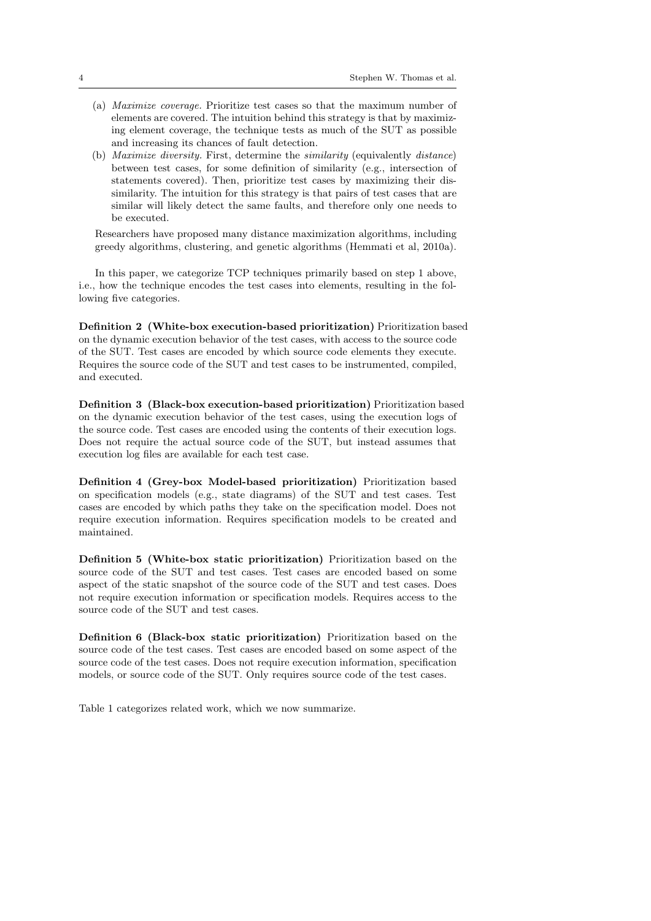(a) *Maximize coverage.* Prioritize test cases so that the maximum number of elements are covered. The intuition behind this strategy is that by maximizing element coverage, the technique tests as much of the SUT as possible and increasing its chances of fault detection.

(b) *Maximize diversity.* First, determine the *similarity* (equivalently *distance*) between test cases, for some definition of similarity (e.g., intersection of statements covered). Then, prioritize test cases by maximizing their dissimilarity. The intuition for this strategy is that pairs of test cases that are similar will likely detect the same faults, and therefore only one needs to be executed.

Researchers have proposed many distance maximization algorithms, including greedy algorithms, clustering, and genetic algorithms (Hemmati et al, 2010a).

In this paper, we categorize TCP techniques primarily based on step 1 above, i.e., how the technique encodes the test cases into elements, resulting in the following five categories.

**Definition 2 (White-box execution-based prioritization)** Prioritization based on the dynamic execution behavior of the test cases, with access to the source code of the SUT. Test cases are encoded by which source code elements they execute. Requires the source code of the SUT and test cases to be instrumented, compiled, and executed.

**Definition 3 (Black-box execution-based prioritization)** Prioritization based on the dynamic execution behavior of the test cases, using the execution logs of the source code. Test cases are encoded using the contents of their execution logs. Does not require the actual source code of the SUT, but instead assumes that execution log files are available for each test case.

**Definition 4 (Grey-box Model-based prioritization)** Prioritization based on specification models (e.g., state diagrams) of the SUT and test cases. Test cases are encoded by which paths they take on the specification model. Does not require execution information. Requires specification models to be created and maintained.

**Definition 5 (White-box static prioritization)** Prioritization based on the source code of the SUT and test cases. Test cases are encoded based on some aspect of the static snapshot of the source code of the SUT and test cases. Does not require execution information or specification models. Requires access to the source code of the SUT and test cases.

**Definition 6 (Black-box static prioritization)** Prioritization based on the source code of the test cases. Test cases are encoded based on some aspect of the source code of the test cases. Does not require execution information, specification models, or source code of the SUT. Only requires source code of the test cases.

Table 1 categorizes related work, which we now summarize.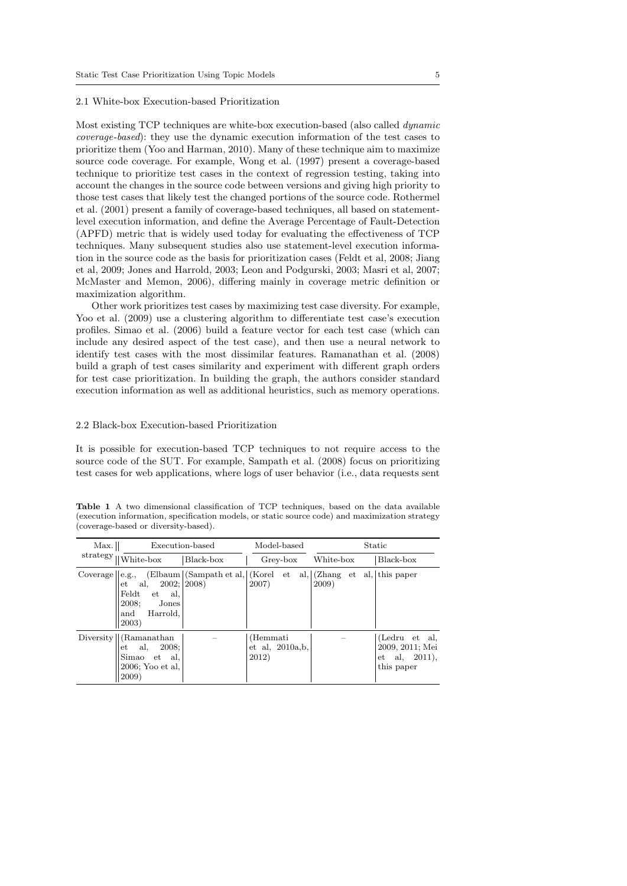### 2.1 White-box Execution-based Prioritization

Most existing TCP techniques are white-box execution-based (also called *dynamic coverage-based*): they use the dynamic execution information of the test cases to prioritize them (Yoo and Harman, 2010). Many of these technique aim to maximize source code coverage. For example, Wong et al. (1997) present a coverage-based technique to prioritize test cases in the context of regression testing, taking into account the changes in the source code between versions and giving high priority to those test cases that likely test the changed portions of the source code. Rothermel et al. (2001) present a family of coverage-based techniques, all based on statement-level execution information, and define the Average Percentage of Fault-Detection (APFD) metric that is widely used today for evaluating the effectiveness of TCP techniques. Many subsequent studies also use statement-level execution information in the source code as the basis for prioritization cases (Feldt et al, 2008; Jiang et al, 2009; Jones and Harrold, 2003; Leon and Podgurski, 2003; Masri et al, 2007; McMaster and Memon, 2006), differing mainly in coverage metric definition or maximization algorithm.

Other work prioritizes test cases by maximizing test case diversity. For example, Yoo et al. (2009) use a clustering algorithm to differentiate test case's execution profiles. Simao et al. (2006) build a feature vector for each test case (which can include any desired aspect of the test case), and then use a neural network to identify test cases with the most dissimilar features. Ramanathan et al. (2008) build a graph of test cases similarity and experiment with different graph orders for test case prioritization. In building the graph, the authors consider standard execution information as well as additional heuristics, such as memory operations.

### 2.2 Black-box Execution-based Prioritization

It is possible for execution-based TCP techniques to not require access to the source code of the SUT. For example, Sampath et al. (2008) focus on prioritizing test cases for web applications, where logs of user behavior (i.e., data requests sent

**Table 1** A two dimensional classification of TCP techniques, based on the data available (execution information, specification models, or static source code) and maximization strategy (coverage-based or diversity-based).

| Max. strategy | Execution-based | | Model-based | Static | |
|---|---|---|---|---|---|
| | White-box | Black-box | Grey-box | White-box | Black-box |
| Coverage | e.g., (Elbaum et al, 2002; Feldt et al, 2008; Jones and Harrold, 2003) | (Sampath et al, 2008) | (Korel et al, 2007) | (Zhang et al, 2009) | this paper |
| Diversity | (Ramanathan et al, 2008; Simao et al, 2006; Yoo et al, 2009) | – | (Hemmati et al, 2010a,b, 2012) | – | (Ledru et al, 2009, 2011; Mei et al, 2011), this paper |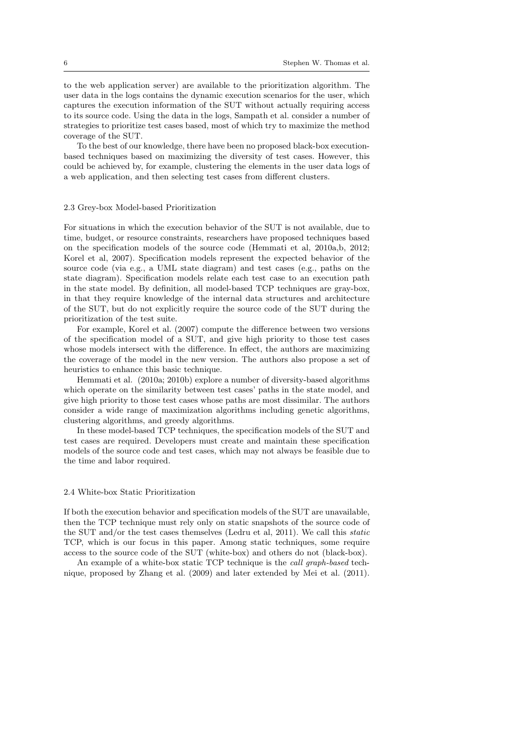to the web application server) are available to the prioritization algorithm. The user data in the logs contains the dynamic execution scenarios for the user, which captures the execution information of the SUT without actually requiring access to its source code. Using the data in the logs, Sampath et al. consider a number of strategies to prioritize test cases based, most of which try to maximize the method coverage of the SUT.

To the best of our knowledge, there have been no proposed black-box execution-based techniques based on maximizing the diversity of test cases. However, this could be achieved by, for example, clustering the elements in the user data logs of a web application, and then selecting test cases from different clusters.

### 2.3 Grey-box Model-based Prioritization

For situations in which the execution behavior of the SUT is not available, due to time, budget, or resource constraints, researchers have proposed techniques based on the specification models of the source code (Hemmati et al, 2010a,b, 2012; Korel et al, 2007). Specification models represent the expected behavior of the source code (via e.g., a UML state diagram) and test cases (e.g., paths on the state diagram). Specification models relate each test case to an execution path in the state model. By definition, all model-based TCP techniques are gray-box, in that they require knowledge of the internal data structures and architecture of the SUT, but do not explicitly require the source code of the SUT during the prioritization of the test suite.

For example, Korel et al. (2007) compute the difference between two versions of the specification model of a SUT, and give high priority to those test cases whose models intersect with the difference. In effect, the authors are maximizing the coverage of the model in the new version. The authors also propose a set of heuristics to enhance this basic technique.

Hemmati et al. (2010a; 2010b) explore a number of diversity-based algorithms which operate on the similarity between test cases' paths in the state model, and give high priority to those test cases whose paths are most dissimilar. The authors consider a wide range of maximization algorithms including genetic algorithms, clustering algorithms, and greedy algorithms.

In these model-based TCP techniques, the specification models of the SUT and test cases are required. Developers must create and maintain these specification models of the source code and test cases, which may not always be feasible due to the time and labor required.

### 2.4 White-box Static Prioritization

If both the execution behavior and specification models of the SUT are unavailable, then the TCP technique must rely only on static snapshots of the source code of the SUT and/or the test cases themselves (Ledru et al, 2011). We call this *static* TCP, which is our focus in this paper. Among static techniques, some require access to the source code of the SUT (white-box) and others do not (black-box).

An example of a white-box static TCP technique is the *call graph-based* technique, proposed by Zhang et al. (2009) and later extended by Mei et al. (2011).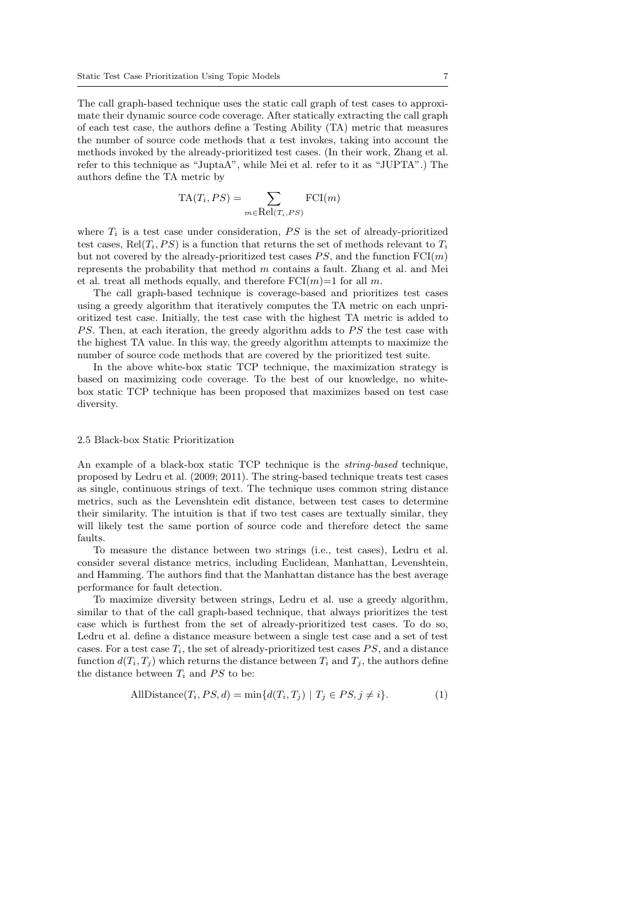The call graph-based technique uses the static call graph of test cases to approximate their dynamic source code coverage. After statically extracting the call graph of each test case, the authors define a Testing Ability (TA) metric that measures the number of source code methods that a test invokes, taking into account the methods invoked by the already-prioritized test cases. (In their work, Zhang et al. refer to this technique as "JuptaA", while Mei et al. refer to it as "JUPTA".) The authors define the TA metric by

$$\mathrm{TA}(T_i, PS) = \sum_{m \in \mathrm{Rel}(T_i, PS)} \mathrm{FCI}(m)$$

where $T_i$ is a test case under consideration, $PS$ is the set of already-prioritized test cases, $\mathrm{Rel}(T_i, PS)$ is a function that returns the set of methods relevant to $T_i$ but not covered by the already-prioritized test cases $PS$, and the function $\mathrm{FCI}(m)$ represents the probability that method $m$ contains a fault. Zhang et al. and Mei et al. treat all methods equally, and therefore $\mathrm{FCI}(m)$=1 for all $m$.

The call graph-based technique is coverage-based and prioritizes test cases using a greedy algorithm that iteratively computes the TA metric on each unprioritized test case. Initially, the test case with the highest TA metric is added to $PS$. Then, at each iteration, the greedy algorithm adds to $PS$ the test case with the highest TA value. In this way, the greedy algorithm attempts to maximize the number of source code methods that are covered by the prioritized test suite.

In the above white-box static TCP technique, the maximization strategy is based on maximizing code coverage. To the best of our knowledge, no white-box static TCP technique has been proposed that maximizes based on test case diversity.

## 2.5 Black-box Static Prioritization

An example of a black-box static TCP technique is the *string-based* technique, proposed by Ledru et al. (2009; 2011). The string-based technique treats test cases as single, continuous strings of text. The technique uses common string distance metrics, such as the Levenshtein edit distance, between test cases to determine their similarity. The intuition is that if two test cases are textually similar, they will likely test the same portion of source code and therefore detect the same faults.

To measure the distance between two strings (i.e., test cases), Ledru et al. consider several distance metrics, including Euclidean, Manhattan, Levenshtein, and Hamming. The authors find that the Manhattan distance has the best average performance for fault detection.

To maximize diversity between strings, Ledru et al. use a greedy algorithm, similar to that of the call graph-based technique, that always prioritizes the test case which is furthest from the set of already-prioritized test cases. To do so, Ledru et al. define a distance measure between a single test case and a set of test cases. For a test case $T_i$, the set of already-prioritized test cases $PS$, and a distance function $d(T_i, T_j)$ which returns the distance between $T_i$ and $T_j$, the authors define the distance between $T_i$ and $PS$ to be:

$$\mathrm{AllDistance}(T_i, PS, d) = \min\{d(T_i, T_j) \mid T_j \in PS, j \neq i\}. \tag{1}$$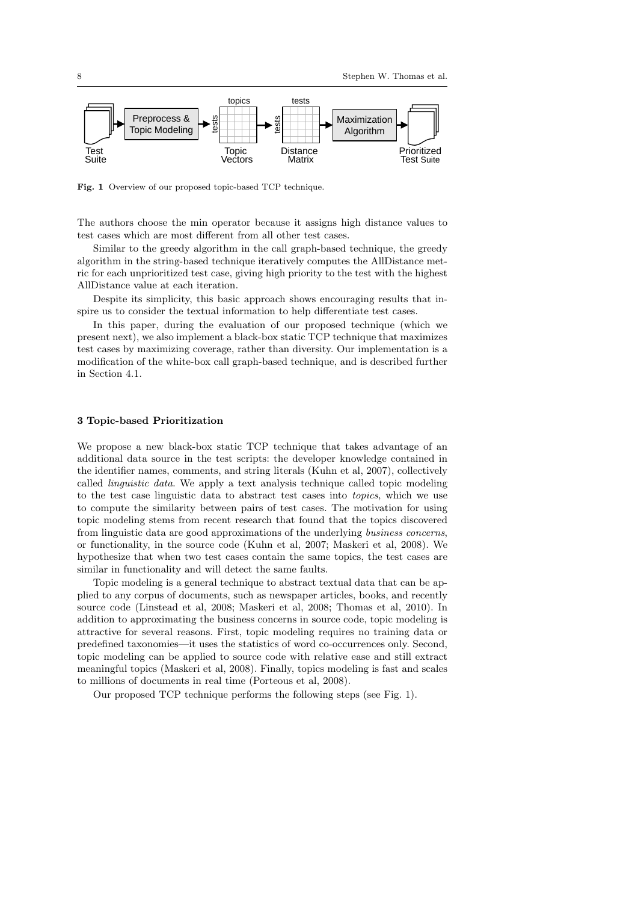Fig. 1 Overview of our proposed topic-based TCP technique.

The authors choose the min operator because it assigns high distance values to test cases which are most different from all other test cases.

Similar to the greedy algorithm in the call graph-based technique, the greedy algorithm in the string-based technique iteratively computes the AllDistance metric for each unprioritized test case, giving high priority to the test with the highest AllDistance value at each iteration.

Despite its simplicity, this basic approach shows encouraging results that inspire us to consider the textual information to help differentiate test cases.

In this paper, during the evaluation of our proposed technique (which we present next), we also implement a black-box static TCP technique that maximizes test cases by maximizing coverage, rather than diversity. Our implementation is a modification of the white-box call graph-based technique, and is described further in Section 4.1.

### 3 Topic-based Prioritization

We propose a new black-box static TCP technique that takes advantage of an additional data source in the test scripts: the developer knowledge contained in the identifier names, comments, and string literals (Kuhn et al, 2007), collectively called *linguistic data*. We apply a text analysis technique called topic modeling to the test case linguistic data to abstract test cases into *topics*, which we use to compute the similarity between pairs of test cases. The motivation for using topic modeling stems from recent research that found that the topics discovered from linguistic data are good approximations of the underlying *business concerns*, or functionality, in the source code (Kuhn et al, 2007; Maskeri et al, 2008). We hypothesize that when two test cases contain the same topics, the test cases are similar in functionality and will detect the same faults.

Topic modeling is a general technique to abstract textual data that can be applied to any corpus of documents, such as newspaper articles, books, and recently source code (Linstead et al, 2008; Maskeri et al, 2008; Thomas et al, 2010). In addition to approximating the business concerns in source code, topic modeling is attractive for several reasons. First, topic modeling requires no training data or predefined taxonomies—it uses the statistics of word co-occurrences only. Second, topic modeling can be applied to source code with relative ease and still extract meaningful topics (Maskeri et al, 2008). Finally, topics modeling is fast and scales to millions of documents in real time (Porteous et al, 2008).

Our proposed TCP technique performs the following steps (see Fig. 1).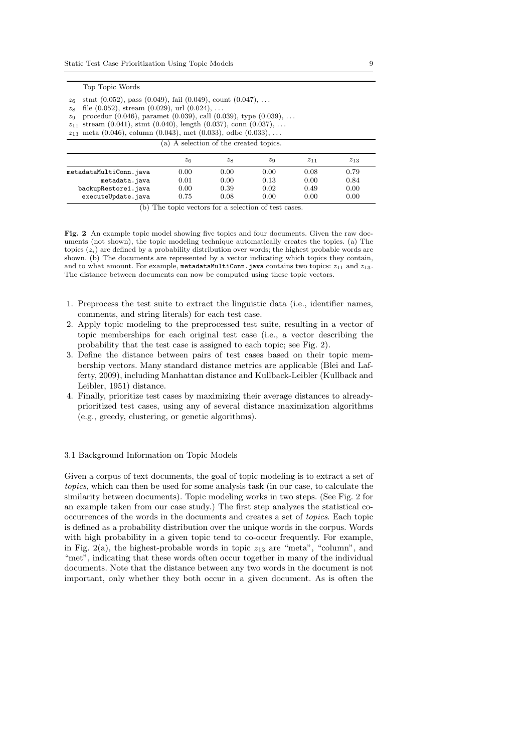| | Top Topic Words |
|---|---|
| $z_6$ | stmt (0.052), pass (0.049), fail (0.049), count (0.047), ... |
| $z_8$ | file (0.052), stream (0.029), url (0.024), ... |
| $z_9$ | procedur (0.046), paramet (0.039), call (0.039), type (0.039), ... |
| $z_{11}$ | stream (0.041), stmt (0.040), length (0.037), conn (0.037), ... |
| $z_{13}$ | meta (0.046), column (0.043), met (0.033), odbc (0.033), ... |

(a) A selection of the created topics.

| | $z_6$ | $z_8$ | $z_9$ | $z_{11}$ | $z_{13}$ |
|---|---|---|---|---|---|
| `metadataMultiConn.java` | 0.00 | 0.00 | 0.00 | 0.08 | 0.79 |
| `metadata.java` | 0.01 | 0.00 | 0.13 | 0.00 | 0.84 |
| `backupRestore1.java` | 0.00 | 0.39 | 0.02 | 0.49 | 0.00 |
| `executeUpdate.java` | 0.75 | 0.08 | 0.00 | 0.00 | 0.00 |

(b) The topic vectors for a selection of test cases.

**Fig. 2** An example topic model showing five topics and four documents. Given the raw documents (not shown), the topic modeling technique automatically creates the topics. (a) The topics ($z_i$) are defined by a probability distribution over words; the highest probable words are shown. (b) The documents are represented by a vector indicating which topics they contain, and to what amount. For example, `metadataMultiConn.java` contains two topics: $z_{11}$ and $z_{13}$. The distance between documents can now be computed using these topic vectors.

1. Preprocess the test suite to extract the linguistic data (i.e., identifier names, comments, and string literals) for each test case.
2. Apply topic modeling to the preprocessed test suite, resulting in a vector of topic memberships for each original test case (i.e., a vector describing the probability that the test case is assigned to each topic; see Fig. 2).
3. Define the distance between pairs of test cases based on their topic membership vectors. Many standard distance metrics are applicable (Blei and Lafferty, 2009), including Manhattan distance and Kullback-Leibler (Kullback and Leibler, 1951) distance.
4. Finally, prioritize test cases by maximizing their average distances to already-prioritized test cases, using any of several distance maximization algorithms (e.g., greedy, clustering, or genetic algorithms).

### 3.1 Background Information on Topic Models

Given a corpus of text documents, the goal of topic modeling is to extract a set of *topics*, which can then be used for some analysis task (in our case, to calculate the similarity between documents). Topic modeling works in two steps. (See Fig. 2 for an example taken from our case study.) The first step analyzes the statistical co-occurrences of the words in the documents and creates a set of *topics*. Each topic is defined as a probability distribution over the unique words in the corpus. Words with high probability in a given topic tend to co-occur frequently. For example, in Fig. 2(a), the highest-probable words in topic $z_{13}$ are "meta", "column", and "met", indicating that these words often occur together in many of the individual documents. Note that the distance between any two words in the document is not important, only whether they both occur in a given document. As is often the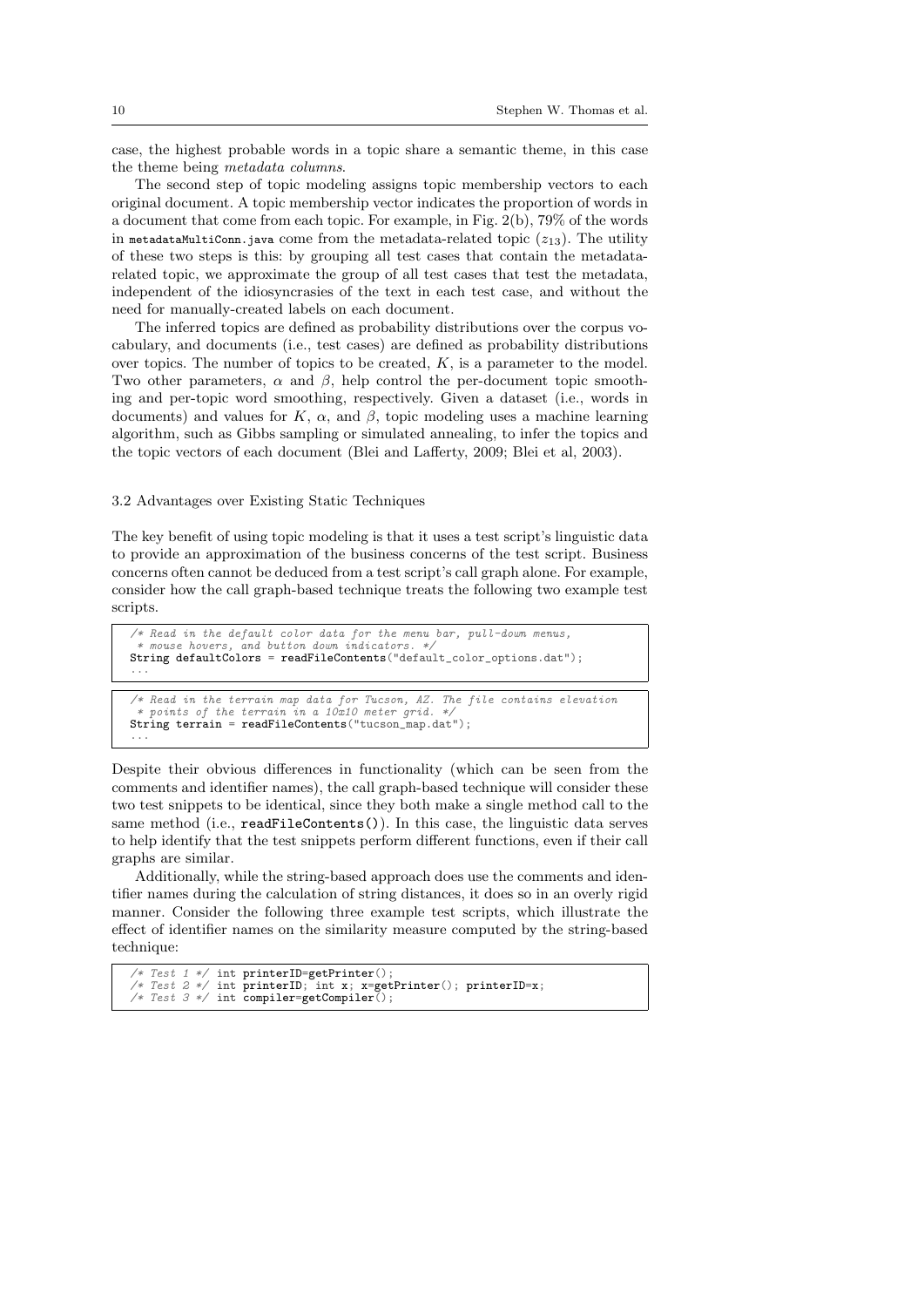case, the highest probable words in a topic share a semantic theme, in this case the theme being *metadata columns*.

The second step of topic modeling assigns topic membership vectors to each original document. A topic membership vector indicates the proportion of words in a document that come from each topic. For example, in Fig. 2(b), 79% of the words in `metadataMultiConn.java` come from the metadata-related topic ($z_{13}$). The utility of these two steps is this: by grouping all test cases that contain the metadata-related topic, we approximate the group of all test cases that test the metadata, independent of the idiosyncrasies of the text in each test case, and without the need for manually-created labels on each document.

The inferred topics are defined as probability distributions over the corpus vocabulary, and documents (i.e., test cases) are defined as probability distributions over topics. The number of topics to be created, $K$, is a parameter to the model. Two other parameters, $\alpha$ and $\beta$, help control the per-document topic smoothing and per-topic word smoothing, respectively. Given a dataset (i.e., words in documents) and values for $K$, $\alpha$, and $\beta$, topic modeling uses a machine learning algorithm, such as Gibbs sampling or simulated annealing, to infer the topics and the topic vectors of each document (Blei and Lafferty, 2009; Blei et al, 2003).

### 3.2 Advantages over Existing Static Techniques

The key benefit of using topic modeling is that it uses a test script's linguistic data to provide an approximation of the business concerns of the test script. Business concerns often cannot be deduced from a test script's call graph alone. For example, consider how the call graph-based technique treats the following two example test scripts.

```
/* Read in the default color data for the menu bar, pull-down menus,
 * mouse hovers, and button down indicators. */
String defaultColors = readFileContents("default_color_options.dat");
...
```

```
/* Read in the terrain map data for Tucson, AZ. The file contains elevation
 * points of the terrain in a 10x10 meter grid. */
String terrain = readFileContents("tucson_map.dat");
...
```

Despite their obvious differences in functionality (which can be seen from the comments and identifier names), the call graph-based technique will consider these two test snippets to be identical, since they both make a single method call to the same method (i.e., `readFileContents()`). In this case, the linguistic data serves to help identify that the test snippets perform different functions, even if their call graphs are similar.

Additionally, while the string-based approach does use the comments and identifier names during the calculation of string distances, it does so in an overly rigid manner. Consider the following three example test scripts, which illustrate the effect of identifier names on the similarity measure computed by the string-based technique:

```
/* Test 1 */ int printerID=getPrinter();
/* Test 2 */ int printerID; int x; x=getPrinter(); printerID=x;
/* Test 3 */ int compiler=getCompiler();
```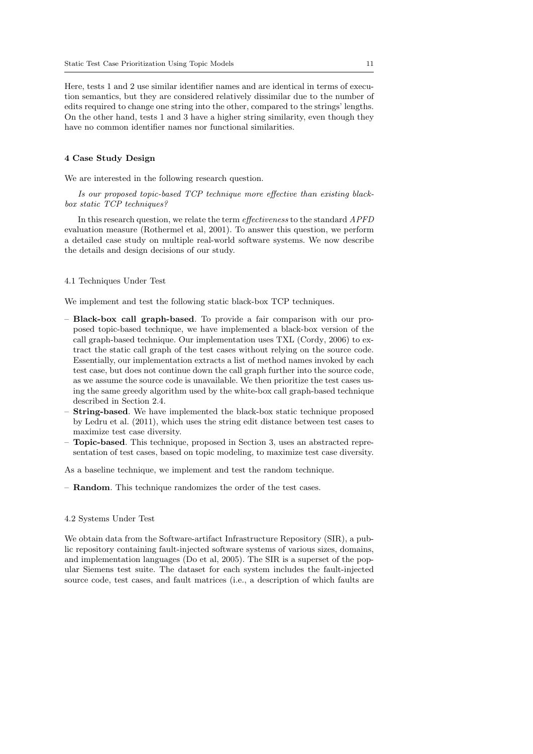Here, tests 1 and 2 use similar identifier names and are identical in terms of execution semantics, but they are considered relatively dissimilar due to the number of edits required to change one string into the other, compared to the strings' lengths. On the other hand, tests 1 and 3 have a higher string similarity, even though they have no common identifier names nor functional similarities.

## 4 Case Study Design

We are interested in the following research question.

*Is our proposed topic-based TCP technique more effective than existing black-box static TCP techniques?*

In this research question, we relate the term *effectiveness* to the standard *APFD* evaluation measure (Rothermel et al, 2001). To answer this question, we perform a detailed case study on multiple real-world software systems. We now describe the details and design decisions of our study.

### 4.1 Techniques Under Test

We implement and test the following static black-box TCP techniques.

- **Black-box call graph-based**. To provide a fair comparison with our proposed topic-based technique, we have implemented a black-box version of the call graph-based technique. Our implementation uses TXL (Cordy, 2006) to extract the static call graph of the test cases without relying on the source code. Essentially, our implementation extracts a list of method names invoked by each test case, but does not continue down the call graph further into the source code, as we assume the source code is unavailable. We then prioritize the test cases using the same greedy algorithm used by the white-box call graph-based technique described in Section 2.4.
- **String-based**. We have implemented the black-box static technique proposed by Ledru et al. (2011), which uses the string edit distance between test cases to maximize test case diversity.
- **Topic-based**. This technique, proposed in Section 3, uses an abstracted representation of test cases, based on topic modeling, to maximize test case diversity.

As a baseline technique, we implement and test the random technique.

- **Random**. This technique randomizes the order of the test cases.

### 4.2 Systems Under Test

We obtain data from the Software-artifact Infrastructure Repository (SIR), a public repository containing fault-injected software systems of various sizes, domains, and implementation languages (Do et al, 2005). The SIR is a superset of the popular Siemens test suite. The dataset for each system includes the fault-injected source code, test cases, and fault matrices (i.e., a description of which faults are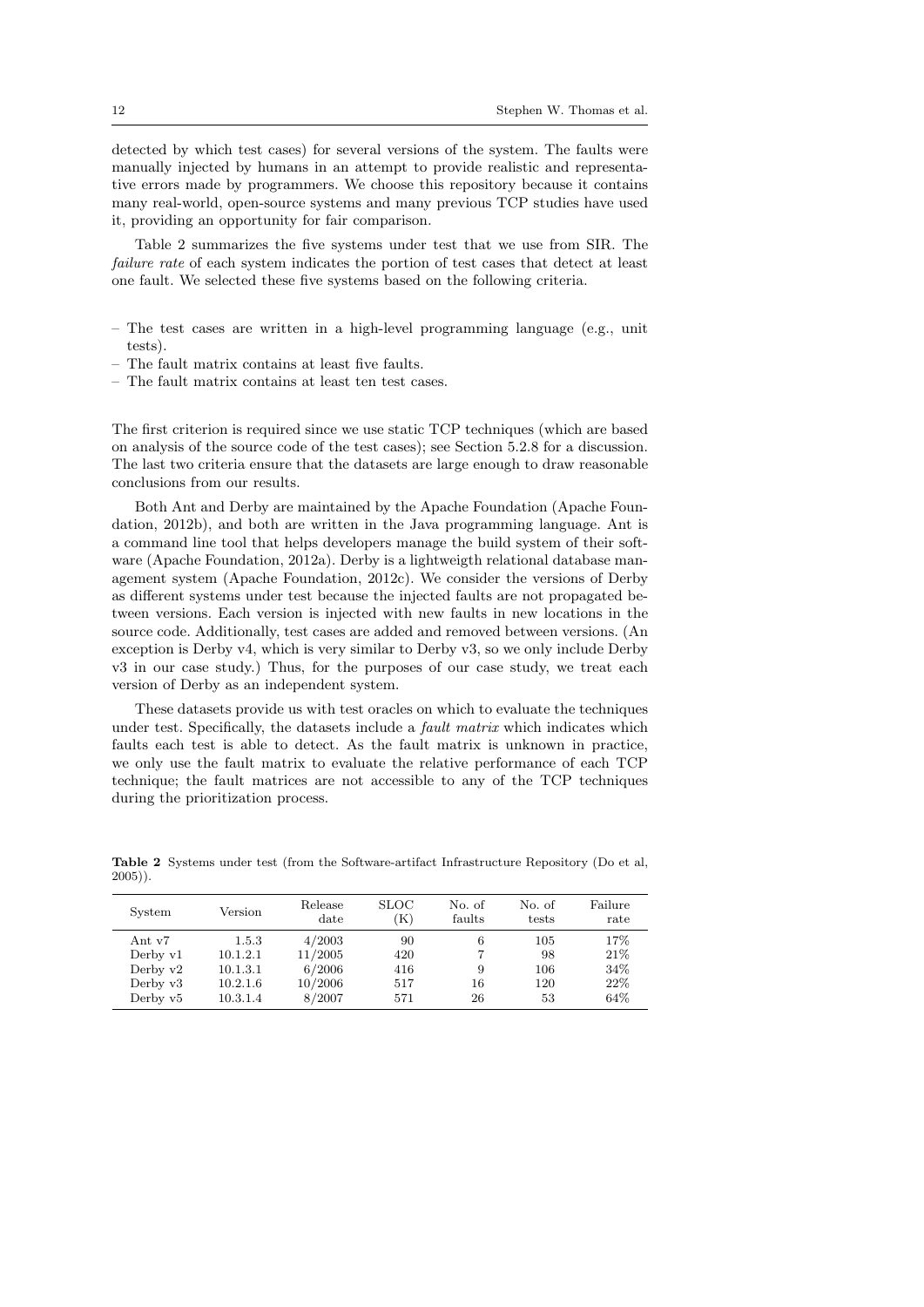detected by which test cases) for several versions of the system. The faults were manually injected by humans in an attempt to provide realistic and representative errors made by programmers. We choose this repository because it contains many real-world, open-source systems and many previous TCP studies have used it, providing an opportunity for fair comparison.

Table 2 summarizes the five systems under test that we use from SIR. The *failure rate* of each system indicates the portion of test cases that detect at least one fault. We selected these five systems based on the following criteria.

- The test cases are written in a high-level programming language (e.g., unit tests).
- The fault matrix contains at least five faults.
- The fault matrix contains at least ten test cases.

The first criterion is required since we use static TCP techniques (which are based on analysis of the source code of the test cases); see Section 5.2.8 for a discussion. The last two criteria ensure that the datasets are large enough to draw reasonable conclusions from our results.

Both Ant and Derby are maintained by the Apache Foundation (Apache Foundation, 2012b), and both are written in the Java programming language. Ant is a command line tool that helps developers manage the build system of their software (Apache Foundation, 2012a). Derby is a lightweigth relational database management system (Apache Foundation, 2012c). We consider the versions of Derby as different systems under test because the injected faults are not propagated between versions. Each version is injected with new faults in new locations in the source code. Additionally, test cases are added and removed between versions. (An exception is Derby v4, which is very similar to Derby v3, so we only include Derby v3 in our case study.) Thus, for the purposes of our case study, we treat each version of Derby as an independent system.

These datasets provide us with test oracles on which to evaluate the techniques under test. Specifically, the datasets include a *fault matrix* which indicates which faults each test is able to detect. As the fault matrix is unknown in practice, we only use the fault matrix to evaluate the relative performance of each TCP technique; the fault matrices are not accessible to any of the TCP techniques during the prioritization process.

**Table 2** Systems under test (from the Software-artifact Infrastructure Repository (Do et al, 2005)).

| System | Version | Release date | SLOC (K) | No. of faults | No. of tests | Failure rate |
|---|---|---|---|---|---|---|
| Ant v7 | 1.5.3 | 4/2003 | 90 | 6 | 105 | 17% |
| Derby v1 | 10.1.2.1 | 11/2005 | 420 | 7 | 98 | 21% |
| Derby v2 | 10.1.3.1 | 6/2006 | 416 | 9 | 106 | 34% |
| Derby v3 | 10.2.1.6 | 10/2006 | 517 | 16 | 120 | 22% |
| Derby v5 | 10.3.1.4 | 8/2007 | 571 | 26 | 53 | 64% |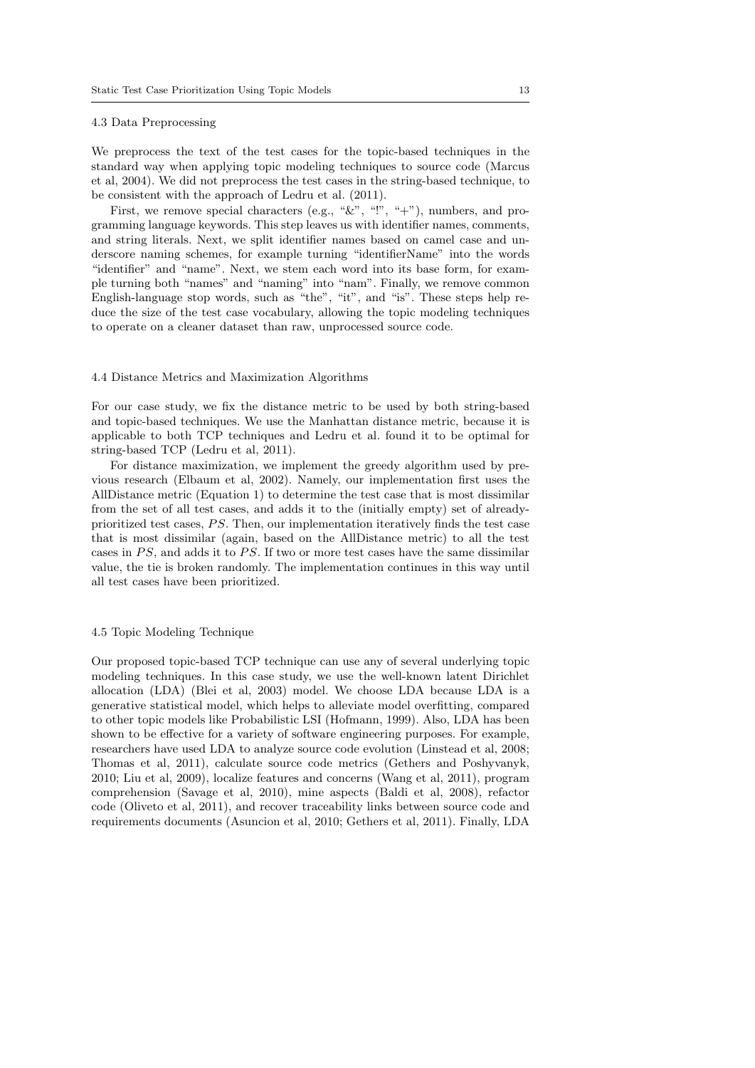### 4.3 Data Preprocessing

We preprocess the text of the test cases for the topic-based techniques in the standard way when applying topic modeling techniques to source code (Marcus et al, 2004). We did not preprocess the test cases in the string-based technique, to be consistent with the approach of Ledru et al. (2011).

First, we remove special characters (e.g., "&", "!", "+"), numbers, and programming language keywords. This step leaves us with identifier names, comments, and string literals. Next, we split identifier names based on camel case and underscore naming schemes, for example turning "identifierName" into the words "identifier" and "name". Next, we stem each word into its base form, for example turning both "names" and "naming" into "nam". Finally, we remove common English-language stop words, such as "the", "it", and "is". These steps help reduce the size of the test case vocabulary, allowing the topic modeling techniques to operate on a cleaner dataset than raw, unprocessed source code.

### 4.4 Distance Metrics and Maximization Algorithms

For our case study, we fix the distance metric to be used by both string-based and topic-based techniques. We use the Manhattan distance metric, because it is applicable to both TCP techniques and Ledru et al. found it to be optimal for string-based TCP (Ledru et al, 2011).

For distance maximization, we implement the greedy algorithm used by previous research (Elbaum et al, 2002). Namely, our implementation first uses the AllDistance metric (Equation 1) to determine the test case that is most dissimilar from the set of all test cases, and adds it to the (initially empty) set of already-prioritized test cases, $PS$. Then, our implementation iteratively finds the test case that is most dissimilar (again, based on the AllDistance metric) to all the test cases in $PS$, and adds it to $PS$. If two or more test cases have the same dissimilar value, the tie is broken randomly. The implementation continues in this way until all test cases have been prioritized.

### 4.5 Topic Modeling Technique

Our proposed topic-based TCP technique can use any of several underlying topic modeling techniques. In this case study, we use the well-known latent Dirichlet allocation (LDA) (Blei et al, 2003) model. We choose LDA because LDA is a generative statistical model, which helps to alleviate model overfitting, compared to other topic models like Probabilistic LSI (Hofmann, 1999). Also, LDA has been shown to be effective for a variety of software engineering purposes. For example, researchers have used LDA to analyze source code evolution (Linstead et al, 2008; Thomas et al, 2011), calculate source code metrics (Gethers and Poshyvanyk, 2010; Liu et al, 2009), localize features and concerns (Wang et al, 2011), program comprehension (Savage et al, 2010), mine aspects (Baldi et al, 2008), refactor code (Oliveto et al, 2011), and recover traceability links between source code and requirements documents (Asuncion et al, 2010; Gethers et al, 2011). Finally, LDA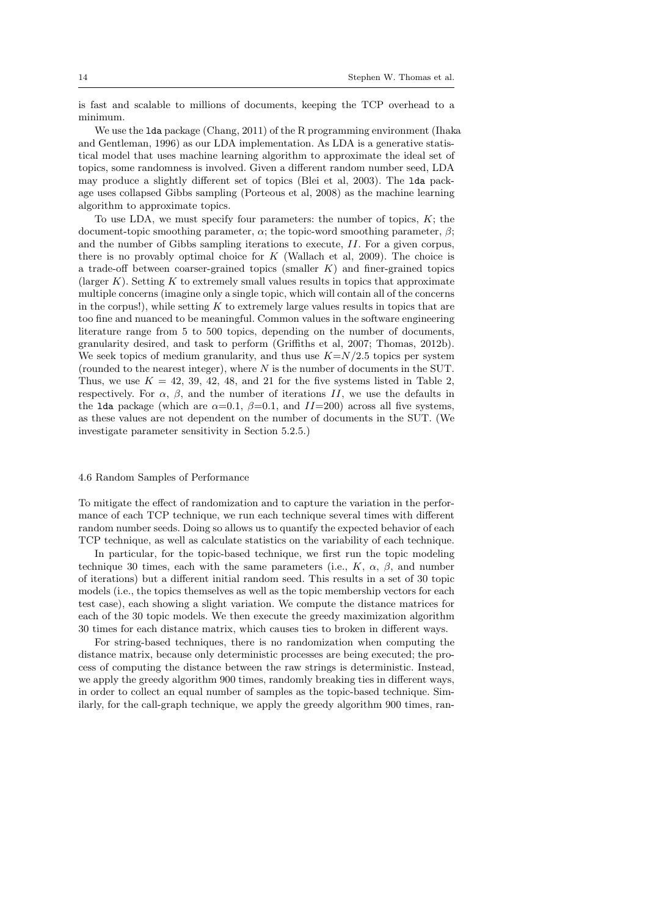is fast and scalable to millions of documents, keeping the TCP overhead to a minimum.

We use the `lda` package (Chang, 2011) of the R programming environment (Ihaka and Gentleman, 1996) as our LDA implementation. As LDA is a generative statistical model that uses machine learning algorithm to approximate the ideal set of topics, some randomness is involved. Given a different random number seed, LDA may produce a slightly different set of topics (Blei et al, 2003). The `lda` package uses collapsed Gibbs sampling (Porteous et al, 2008) as the machine learning algorithm to approximate topics.

To use LDA, we must specify four parameters: the number of topics, $K$; the document-topic smoothing parameter, $\alpha$; the topic-word smoothing parameter, $\beta$; and the number of Gibbs sampling iterations to execute, $II$. For a given corpus, there is no provably optimal choice for $K$ (Wallach et al, 2009). The choice is a trade-off between coarser-grained topics (smaller $K$) and finer-grained topics (larger $K$). Setting $K$ to extremely small values results in topics that approximate multiple concerns (imagine only a single topic, which will contain all of the concerns in the corpus!), while setting $K$ to extremely large values results in topics that are too fine and nuanced to be meaningful. Common values in the software engineering literature range from 5 to 500 topics, depending on the number of documents, granularity desired, and task to perform (Griffiths et al, 2007; Thomas, 2012b). We seek topics of medium granularity, and thus use $K{=}N/2.5$ topics per system (rounded to the nearest integer), where $N$ is the number of documents in the SUT. Thus, we use $K = 42$, 39, 42, 48, and 21 for the five systems listed in Table 2, respectively. For $\alpha$, $\beta$, and the number of iterations $II$, we use the defaults in the `lda` package (which are $\alpha{=}0.1$, $\beta{=}0.1$, and $II{=}200$) across all five systems, as these values are not dependent on the number of documents in the SUT. (We investigate parameter sensitivity in Section 5.2.5.)

### 4.6 Random Samples of Performance

To mitigate the effect of randomization and to capture the variation in the performance of each TCP technique, we run each technique several times with different random number seeds. Doing so allows us to quantify the expected behavior of each TCP technique, as well as calculate statistics on the variability of each technique.

In particular, for the topic-based technique, we first run the topic modeling technique 30 times, each with the same parameters (i.e., $K$, $\alpha$, $\beta$, and number of iterations) but a different initial random seed. This results in a set of 30 topic models (i.e., the topics themselves as well as the topic membership vectors for each test case), each showing a slight variation. We compute the distance matrices for each of the 30 topic models. We then execute the greedy maximization algorithm 30 times for each distance matrix, which causes ties to broken in different ways.

For string-based techniques, there is no randomization when computing the distance matrix, because only deterministic processes are being executed; the process of computing the distance between the raw strings is deterministic. Instead, we apply the greedy algorithm 900 times, randomly breaking ties in different ways, in order to collect an equal number of samples as the topic-based technique. Similarly, for the call-graph technique, we apply the greedy algorithm 900 times, ran-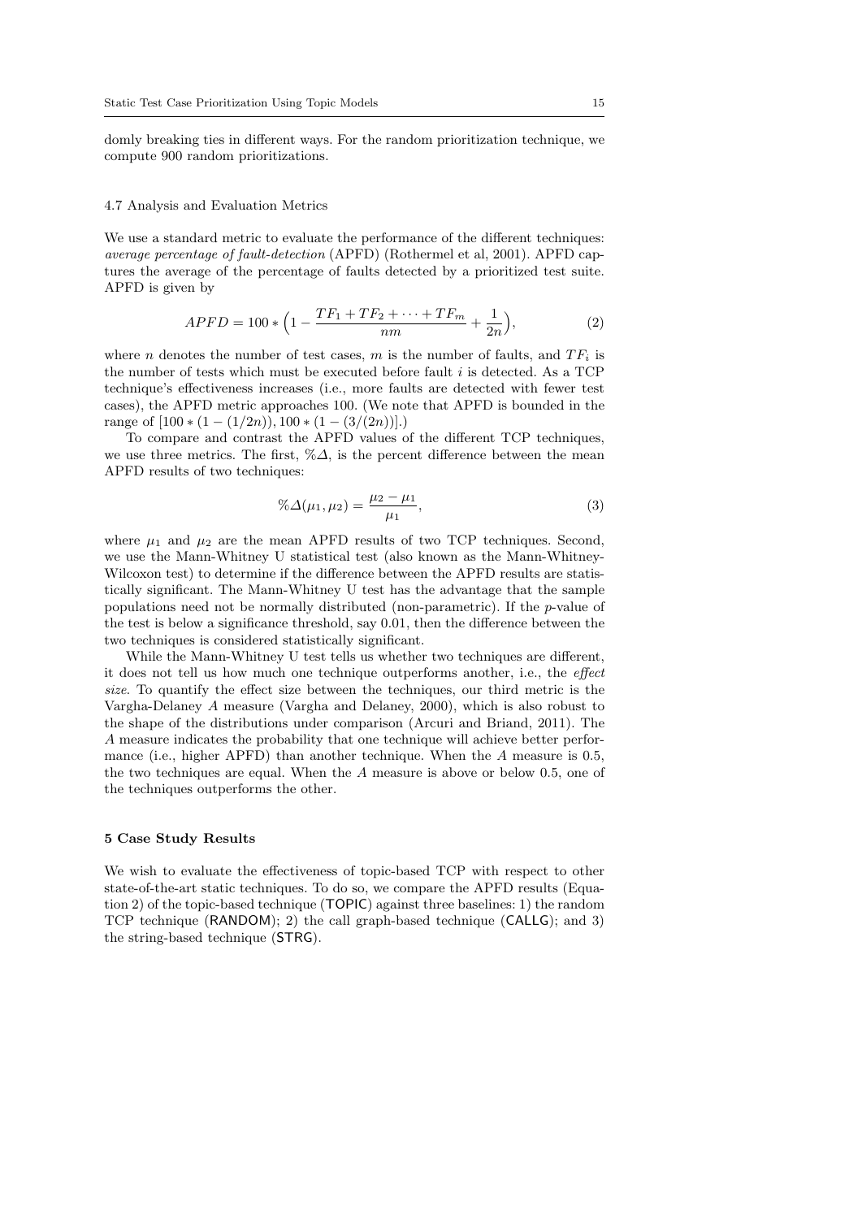domly breaking ties in different ways. For the random prioritization technique, we compute 900 random prioritizations.

### 4.7 Analysis and Evaluation Metrics

We use a standard metric to evaluate the performance of the different techniques: *average percentage of fault-detection* (APFD) (Rothermel et al, 2001). APFD captures the average of the percentage of faults detected by a prioritized test suite. APFD is given by

$$APFD = 100 * \Big(1 - \frac{TF_1 + TF_2 + \cdots + TF_m}{nm} + \frac{1}{2n}\Big), \tag{2}$$

where $n$ denotes the number of test cases, $m$ is the number of faults, and $TF_i$ is the number of tests which must be executed before fault $i$ is detected. As a TCP technique's effectiveness increases (i.e., more faults are detected with fewer test cases), the APFD metric approaches 100. (We note that APFD is bounded in the range of $[100 * (1 - (1/2n)), 100 * (1 - (3/(2n))]$.)

To compare and contrast the APFD values of the different TCP techniques, we use three metrics. The first, $\%\Delta$, is the percent difference between the mean APFD results of two techniques:

$$\%\Delta(\mu_1, \mu_2) = \frac{\mu_2 - \mu_1}{\mu_1}, \tag{3}$$

where $\mu_1$ and $\mu_2$ are the mean APFD results of two TCP techniques. Second, we use the Mann-Whitney U statistical test (also known as the Mann-Whitney-Wilcoxon test) to determine if the difference between the APFD results are statistically significant. The Mann-Whitney U test has the advantage that the sample populations need not be normally distributed (non-parametric). If the $p$-value of the test is below a significance threshold, say 0.01, then the difference between the two techniques is considered statistically significant.

While the Mann-Whitney U test tells us whether two techniques are different, it does not tell us how much one technique outperforms another, i.e., the *effect size*. To quantify the effect size between the techniques, our third metric is the Vargha-Delaney $A$ measure (Vargha and Delaney, 2000), which is also robust to the shape of the distributions under comparison (Arcuri and Briand, 2011). The $A$ measure indicates the probability that one technique will achieve better performance (i.e., higher APFD) than another technique. When the $A$ measure is 0.5, the two techniques are equal. When the $A$ measure is above or below 0.5, one of the techniques outperforms the other.

## 5 Case Study Results

We wish to evaluate the effectiveness of topic-based TCP with respect to other state-of-the-art static techniques. To do so, we compare the APFD results (Equation 2) of the topic-based technique (TOPIC) against three baselines: 1) the random TCP technique (RANDOM); 2) the call graph-based technique (CALLG); and 3) the string-based technique (STRG).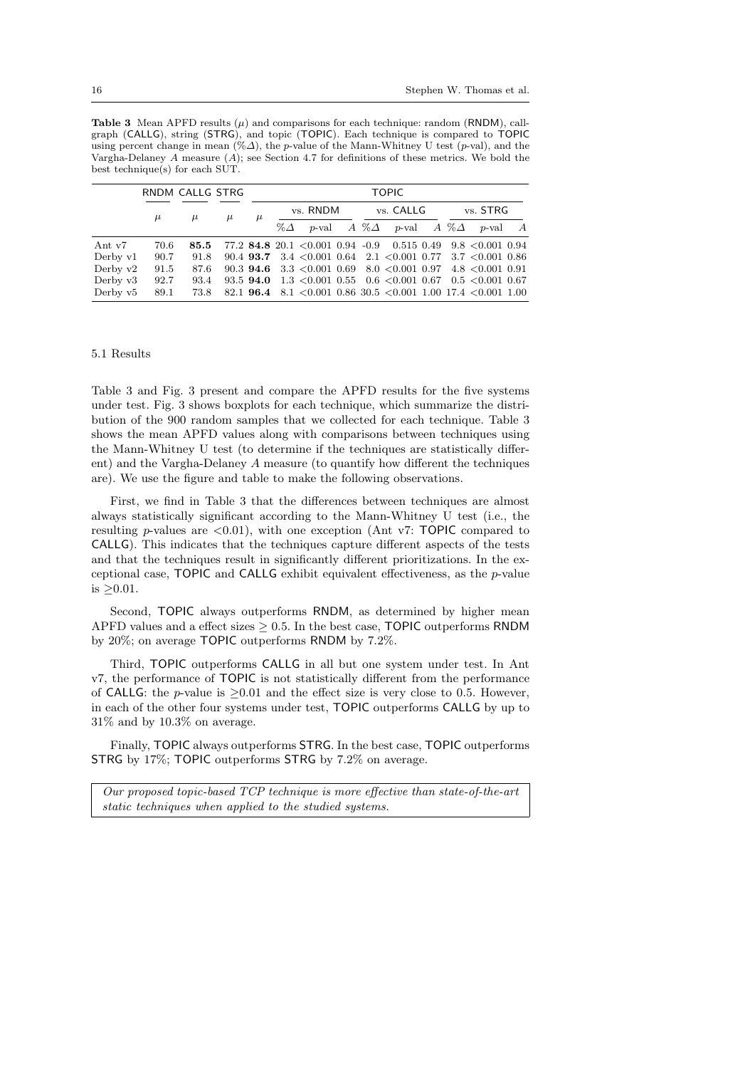**Table 3** Mean APFD results ($\mu$) and comparisons for each technique: random (RNDM), call-graph (CALLG), string (STRG), and topic (TOPIC). Each technique is compared to TOPIC using percent change in mean (%$\Delta$), the $p$-value of the Mann-Whitney U test ($p$-val), and the Vargha-Delaney $A$ measure ($A$); see Section 4.7 for definitions of these metrics. We bold the best technique(s) for each SUT.

| | RNDM | CALLG | STRG | TOPIC | | | | | | | | | |
|---|---|---|---|---|---|---|---|---|---|---|---|---|---|
| | | | | | vs. RNDM | | | vs. CALLG | | | vs. STRG | | |
| | $\mu$ | $\mu$ | $\mu$ | $\mu$ | %$\Delta$ | $p$-val | $A$ | %$\Delta$ | $p$-val | $A$ | %$\Delta$ | $p$-val | $A$ |
| Ant v7 | 70.6 | **85.5** | 77.2 | **84.8** | 20.1 | <0.001 | 0.94 | -0.9 | 0.515 | 0.49 | 9.8 | <0.001 | 0.94 |
| Derby v1 | 90.7 | 91.8 | 90.4 | **93.7** | 3.4 | <0.001 | 0.64 | 2.1 | <0.001 | 0.77 | 3.7 | <0.001 | 0.86 |
| Derby v2 | 91.5 | 87.6 | 90.3 | **94.6** | 3.3 | <0.001 | 0.69 | 8.0 | <0.001 | 0.97 | 4.8 | <0.001 | 0.91 |
| Derby v3 | 92.7 | 93.4 | 93.5 | **94.0** | 1.3 | <0.001 | 0.55 | 0.6 | <0.001 | 0.67 | 0.5 | <0.001 | 0.67 |
| Derby v5 | 89.1 | 73.8 | 82.1 | **96.4** | 8.1 | <0.001 | 0.86 | 30.5 | <0.001 | 1.00 | 17.4 | <0.001 | 1.00 |

### 5.1 Results

Table 3 and Fig. 3 present and compare the APFD results for the five systems under test. Fig. 3 shows boxplots for each technique, which summarize the distribution of the 900 random samples that we collected for each technique. Table 3 shows the mean APFD values along with comparisons between techniques using the Mann-Whitney U test (to determine if the techniques are statistically different) and the Vargha-Delaney $A$ measure (to quantify how different the techniques are). We use the figure and table to make the following observations.

First, we find in Table 3 that the differences between techniques are almost always statistically significant according to the Mann-Whitney U test (i.e., the resulting $p$-values are $<$0.01), with one exception (Ant v7: TOPIC compared to CALLG). This indicates that the techniques capture different aspects of the tests and that the techniques result in significantly different prioritizations. In the exceptional case, TOPIC and CALLG exhibit equivalent effectiveness, as the $p$-value is $\geq$0.01.

Second, TOPIC always outperforms RNDM, as determined by higher mean APFD values and a effect sizes $\geq$ 0.5. In the best case, TOPIC outperforms RNDM by 20%; on average TOPIC outperforms RNDM by 7.2%.

Third, TOPIC outperforms CALLG in all but one system under test. In Ant v7, the performance of TOPIC is not statistically different from the performance of CALLG: the $p$-value is $\geq$0.01 and the effect size is very close to 0.5. However, in each of the other four systems under test, TOPIC outperforms CALLG by up to 31% and by 10.3% on average.

Finally, TOPIC always outperforms STRG. In the best case, TOPIC outperforms STRG by 17%; TOPIC outperforms STRG by 7.2% on average.

*Our proposed topic-based TCP technique is more effective than state-of-the-art static techniques when applied to the studied systems.*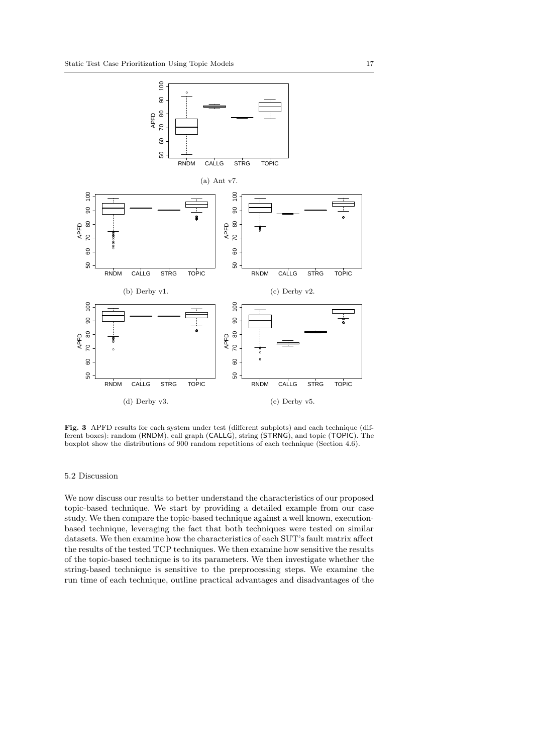(a) Ant v7.

(b) Derby v1.

(c) Derby v2.

(d) Derby v3.

(e) Derby v5.

**Fig. 3** APFD results for each system under test (different subplots) and each technique (different boxes): random (RNDM), call graph (CALLG), string (STRNG), and topic (TOPIC). The boxplot show the distributions of 900 random repetitions of each technique (Section 4.6).

### 5.2 Discussion

We now discuss our results to better understand the characteristics of our proposed topic-based technique. We start by providing a detailed example from our case study. We then compare the topic-based technique against a well known, execution-based technique, leveraging the fact that both techniques were tested on similar datasets. We then examine how the characteristics of each SUT's fault matrix affect the results of the tested TCP techniques. We then examine how sensitive the results of the topic-based technique is to its parameters. We then investigate whether the string-based technique is sensitive to the preprocessing steps. We examine the run time of each technique, outline practical advantages and disadvantages of the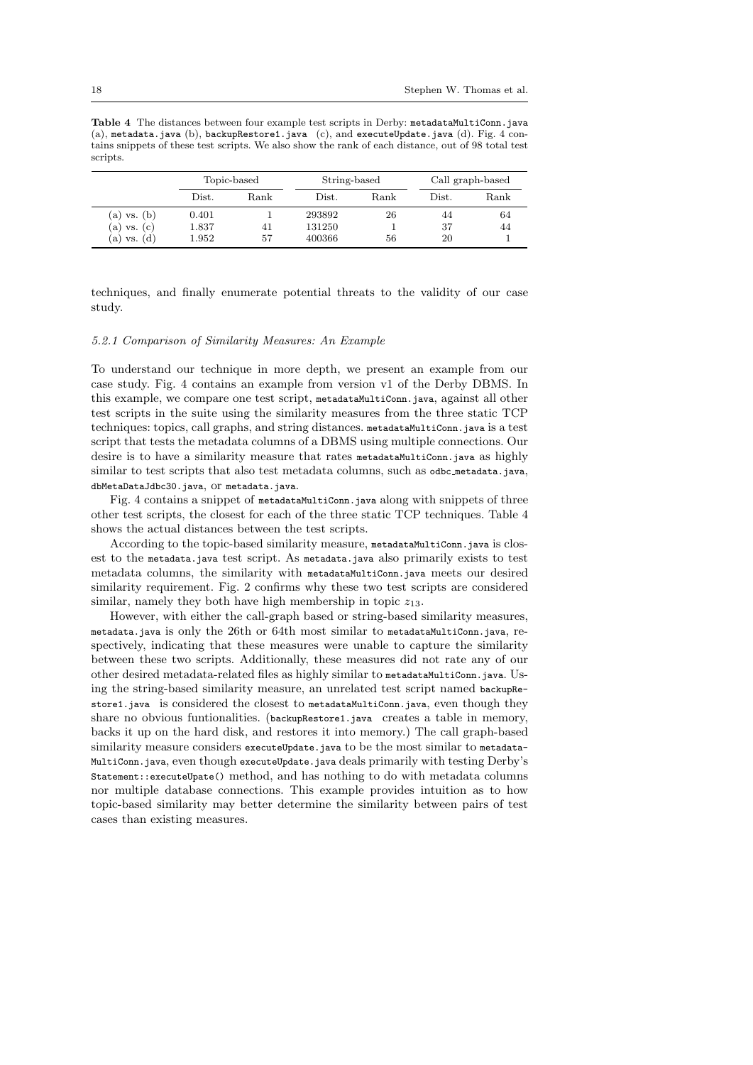**Table 4** The distances between four example test scripts in Derby: `metadataMultiConn.java` (a), `metadata.java` (b), `backupRestore1.java` (c), and `executeUpdate.java` (d). Fig. 4 contains snippets of these test scripts. We also show the rank of each distance, out of 98 total test scripts.

| | Topic-based | | String-based | | Call graph-based | |
|---|---|---|---|---|---|---|
| | Dist. | Rank | Dist. | Rank | Dist. | Rank |
| (a) vs. (b) | 0.401 | 1 | 293892 | 26 | 44 | 64 |
| (a) vs. (c) | 1.837 | 41 | 131250 | 1 | 37 | 44 |
| (a) vs. (d) | 1.952 | 57 | 400366 | 56 | 20 | 1 |

techniques, and finally enumerate potential threats to the validity of our case study.

#### *5.2.1 Comparison of Similarity Measures: An Example*

To understand our technique in more depth, we present an example from our case study. Fig. 4 contains an example from version v1 of the Derby DBMS. In this example, we compare one test script, `metadataMultiConn.java`, against all other test scripts in the suite using the similarity measures from the three static TCP techniques: topics, call graphs, and string distances. `metadataMultiConn.java` is a test script that tests the metadata columns of a DBMS using multiple connections. Our desire is to have a similarity measure that rates `metadataMultiConn.java` as highly similar to test scripts that also test metadata columns, such as `odbc_metadata.java`, `dbMetaDataJdbc30.java`, or `metadata.java`.

Fig. 4 contains a snippet of `metadataMultiConn.java` along with snippets of three other test scripts, the closest for each of the three static TCP techniques. Table 4 shows the actual distances between the test scripts.

According to the topic-based similarity measure, `metadataMultiConn.java` is closest to the `metadata.java` test script. As `metadata.java` also primarily exists to test metadata columns, the similarity with `metadataMultiConn.java` meets our desired similarity requirement. Fig. 2 confirms why these two test scripts are considered similar, namely they both have high membership in topic $z_{13}$.

However, with either the call-graph based or string-based similarity measures, `metadata.java` is only the 26th or 64th most similar to `metadataMultiConn.java`, respectively, indicating that these measures were unable to capture the similarity between these two scripts. Additionally, these measures did not rate any of our other desired metadata-related files as highly similar to `metadataMultiConn.java`. Using the string-based similarity measure, an unrelated test script named `backupRestore1.java` is considered the closest to `metadataMultiConn.java`, even though they share no obvious funtionalities. (`backupRestore1.java` creates a table in memory, backs it up on the hard disk, and restores it into memory.) The call graph-based similarity measure considers `executeUpdate.java` to be the most similar to `metadataMultiConn.java`, even though `executeUpdate.java` deals primarily with testing Derby's `Statement::executeUpate()` method, and has nothing to do with metadata columns nor multiple database connections. This example provides intuition as to how topic-based similarity may better determine the similarity between pairs of test cases than existing measures.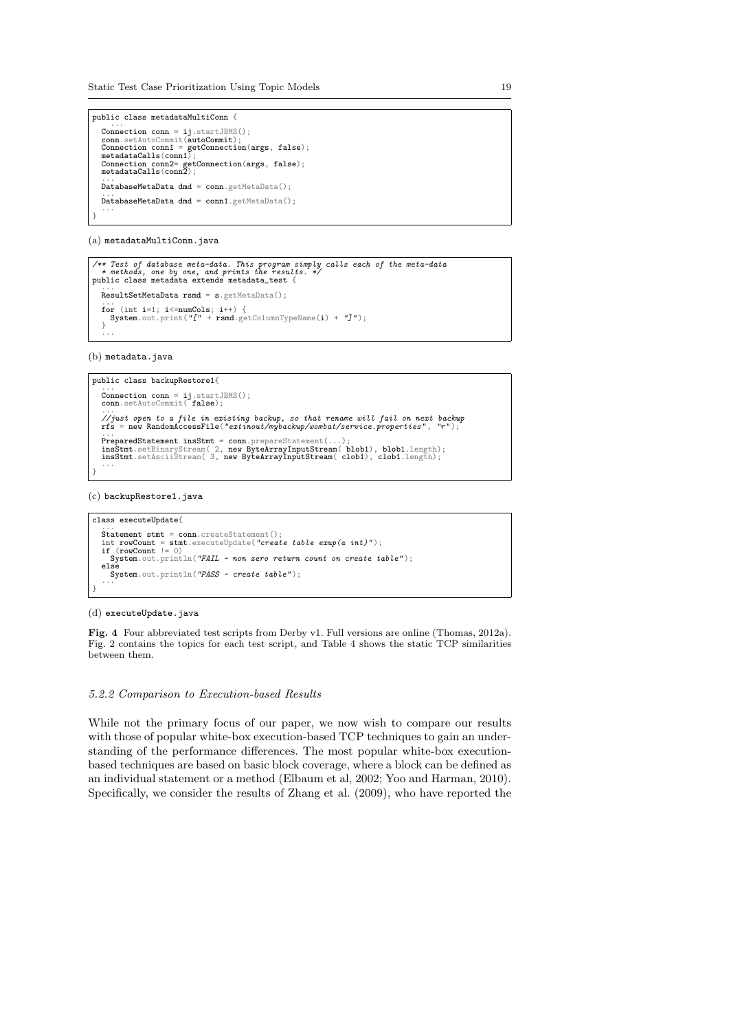```java
public class metadataMultiConn {
  ...
  Connection conn = ij.startJBMS();
  conn.setAutoCommit(autoCommit);
  Connection conn1 = getConnection(args, false);
  metadataCalls(conn1);
  Connection conn2= getConnection(args, false);
  metadataCalls(conn2);
  ...
  DatabaseMetaData dmd = conn.getMetaData();
  ...
  DatabaseMetaData dmd = conn1.getMetaData();
  ...
}
```

(a) `metadataMultiConn.java`

```java
/** Test of database meta-data. This program simply calls each of the meta-data
  * methods, one by one, and prints the results. */
public class metadata extends metadata_test {
  ...
  ResultSetMetaData rsmd = s.getMetaData();
  ...
  for (int i=1; i<=numCols; i++) {
    System.out.print("[" + rsmd.getColumnTypeName(i) + "]");
  }
  ...
```

(b) `metadata.java`

```java
public class backupRestore1{
  ...
  Connection conn = ij.startJBMS();
  conn.setAutoCommit( false);
  ...
  //just open to a file in existing backup, so that rename will fail on next backup
  rfs = new RandomAccessFile("extinout/mybackup/wombat/service.properties", "r");
  ...
  PreparedStatement insStmt = conn.prepareStatement(...);
  insStmt.setBinaryStream( 2, new ByteArrayInputStream( blob1), blob1.length);
  insStmt.setAsciiStream( 3, new ByteArrayInputStream( clob1), clob1.length);
  ...
}
```

(c) `backupRestore1.java`

```java
class executeUpdate{
  ...
  Statement stmt = conn.createStatement();
  int rowCount = stmt.executeUpdate("create table exup(a int)");
  if (rowCount != 0)
    System.out.println("FAIL - non zero return count on create table");
  else
    System.out.println("PASS - create table");
  ...
}
```

(d) `executeUpdate.java`

**Fig. 4** Four abbreviated test scripts from Derby v1. Full versions are online (Thomas, 2012a). Fig. 2 contains the topics for each test script, and Table 4 shows the static TCP similarities between them.

#### *5.2.2 Comparison to Execution-based Results*

While not the primary focus of our paper, we now wish to compare our results with those of popular white-box execution-based TCP techniques to gain an understanding of the performance differences. The most popular white-box execution-based techniques are based on basic block coverage, where a block can be defined as an individual statement or a method (Elbaum et al, 2002; Yoo and Harman, 2010). Specifically, we consider the results of Zhang et al. (2009), who have reported the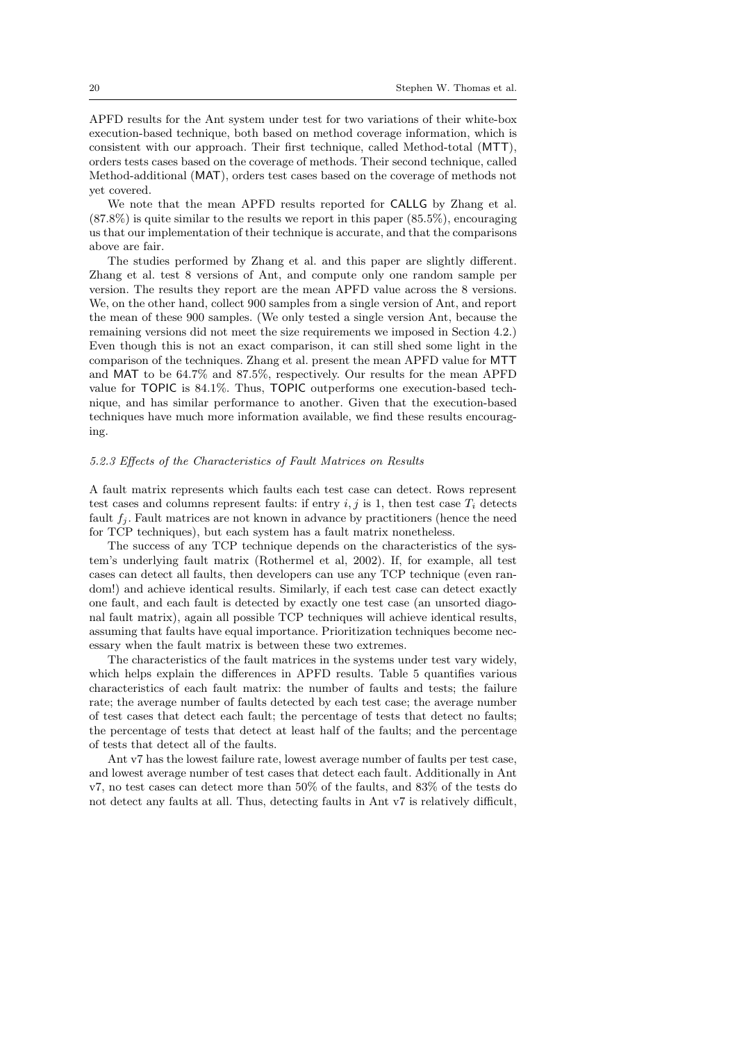APFD results for the Ant system under test for two variations of their white-box execution-based technique, both based on method coverage information, which is consistent with our approach. Their first technique, called Method-total (MTT), orders tests cases based on the coverage of methods. Their second technique, called Method-additional (MAT), orders test cases based on the coverage of methods not yet covered.

We note that the mean APFD results reported for CALLG by Zhang et al. (87.8%) is quite similar to the results we report in this paper (85.5%), encouraging us that our implementation of their technique is accurate, and that the comparisons above are fair.

The studies performed by Zhang et al. and this paper are slightly different. Zhang et al. test 8 versions of Ant, and compute only one random sample per version. The results they report are the mean APFD value across the 8 versions. We, on the other hand, collect 900 samples from a single version of Ant, and report the mean of these 900 samples. (We only tested a single version Ant, because the remaining versions did not meet the size requirements we imposed in Section 4.2.) Even though this is not an exact comparison, it can still shed some light in the comparison of the techniques. Zhang et al. present the mean APFD value for MTT and MAT to be 64.7% and 87.5%, respectively. Our results for the mean APFD value for TOPIC is 84.1%. Thus, TOPIC outperforms one execution-based technique, and has similar performance to another. Given that the execution-based techniques have much more information available, we find these results encouraging.

#### 5.2.3 Effects of the Characteristics of Fault Matrices on Results

A fault matrix represents which faults each test case can detect. Rows represent test cases and columns represent faults: if entry $i, j$ is 1, then test case $T_i$ detects fault $f_j$. Fault matrices are not known in advance by practitioners (hence the need for TCP techniques), but each system has a fault matrix nonetheless.

The success of any TCP technique depends on the characteristics of the system's underlying fault matrix (Rothermel et al, 2002). If, for example, all test cases can detect all faults, then developers can use any TCP technique (even random!) and achieve identical results. Similarly, if each test case can detect exactly one fault, and each fault is detected by exactly one test case (an unsorted diagonal fault matrix), again all possible TCP techniques will achieve identical results, assuming that faults have equal importance. Prioritization techniques become necessary when the fault matrix is between these two extremes.

The characteristics of the fault matrices in the systems under test vary widely, which helps explain the differences in APFD results. Table 5 quantifies various characteristics of each fault matrix: the number of faults and tests; the failure rate; the average number of faults detected by each test case; the average number of test cases that detect each fault; the percentage of tests that detect no faults; the percentage of tests that detect at least half of the faults; and the percentage of tests that detect all of the faults.

Ant v7 has the lowest failure rate, lowest average number of faults per test case, and lowest average number of test cases that detect each fault. Additionally in Ant v7, no test cases can detect more than 50% of the faults, and 83% of the tests do not detect any faults at all. Thus, detecting faults in Ant v7 is relatively difficult,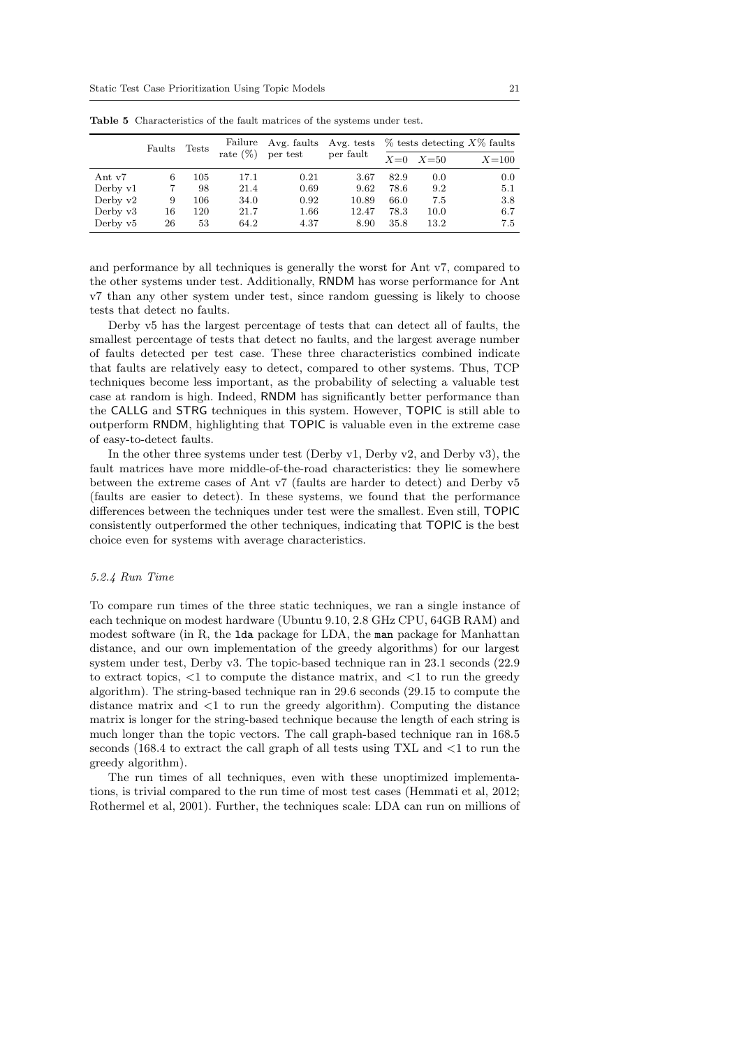**Table 5** Characteristics of the fault matrices of the systems under test.

| | Faults | Tests | Failure rate (%) | Avg. faults per test | Avg. tests per fault | % tests detecting $X$% faults | | |
|---|---|---|---|---|---|---|---|---|
| | | | | | | $X$=0 | $X$=50 | $X$=100 |
| Ant v7 | 6 | 105 | 17.1 | 0.21 | 3.67 | 82.9 | 0.0 | 0.0 |
| Derby v1 | 7 | 98 | 21.4 | 0.69 | 9.62 | 78.6 | 9.2 | 5.1 |
| Derby v2 | 9 | 106 | 34.0 | 0.92 | 10.89 | 66.0 | 7.5 | 3.8 |
| Derby v3 | 16 | 120 | 21.7 | 1.66 | 12.47 | 78.3 | 10.0 | 6.7 |
| Derby v5 | 26 | 53 | 64.2 | 4.37 | 8.90 | 35.8 | 13.2 | 7.5 |

and performance by all techniques is generally the worst for Ant v7, compared to the other systems under test. Additionally, RNDM has worse performance for Ant v7 than any other system under test, since random guessing is likely to choose tests that detect no faults.

Derby v5 has the largest percentage of tests that can detect all of faults, the smallest percentage of tests that detect no faults, and the largest average number of faults detected per test case. These three characteristics combined indicate that faults are relatively easy to detect, compared to other systems. Thus, TCP techniques become less important, as the probability of selecting a valuable test case at random is high. Indeed, RNDM has significantly better performance than the CALLG and STRG techniques in this system. However, TOPIC is still able to outperform RNDM, highlighting that TOPIC is valuable even in the extreme case of easy-to-detect faults.

In the other three systems under test (Derby v1, Derby v2, and Derby v3), the fault matrices have more middle-of-the-road characteristics: they lie somewhere between the extreme cases of Ant v7 (faults are harder to detect) and Derby v5 (faults are easier to detect). In these systems, we found that the performance differences between the techniques under test were the smallest. Even still, TOPIC consistently outperformed the other techniques, indicating that TOPIC is the best choice even for systems with average characteristics.

#### *5.2.4 Run Time*

To compare run times of the three static techniques, we ran a single instance of each technique on modest hardware (Ubuntu 9.10, 2.8 GHz CPU, 64GB RAM) and modest software (in R, the `lda` package for LDA, the `man` package for Manhattan distance, and our own implementation of the greedy algorithms) for our largest system under test, Derby v3. The topic-based technique ran in 23.1 seconds (22.9 to extract topics, <1 to compute the distance matrix, and <1 to run the greedy algorithm). The string-based technique ran in 29.6 seconds (29.15 to compute the distance matrix and <1 to run the greedy algorithm). Computing the distance matrix is longer for the string-based technique because the length of each string is much longer than the topic vectors. The call graph-based technique ran in 168.5 seconds (168.4 to extract the call graph of all tests using TXL and <1 to run the greedy algorithm).

The run times of all techniques, even with these unoptimized implementations, is trivial compared to the run time of most test cases (Hemmati et al, 2012; Rothermel et al, 2001). Further, the techniques scale: LDA can run on millions of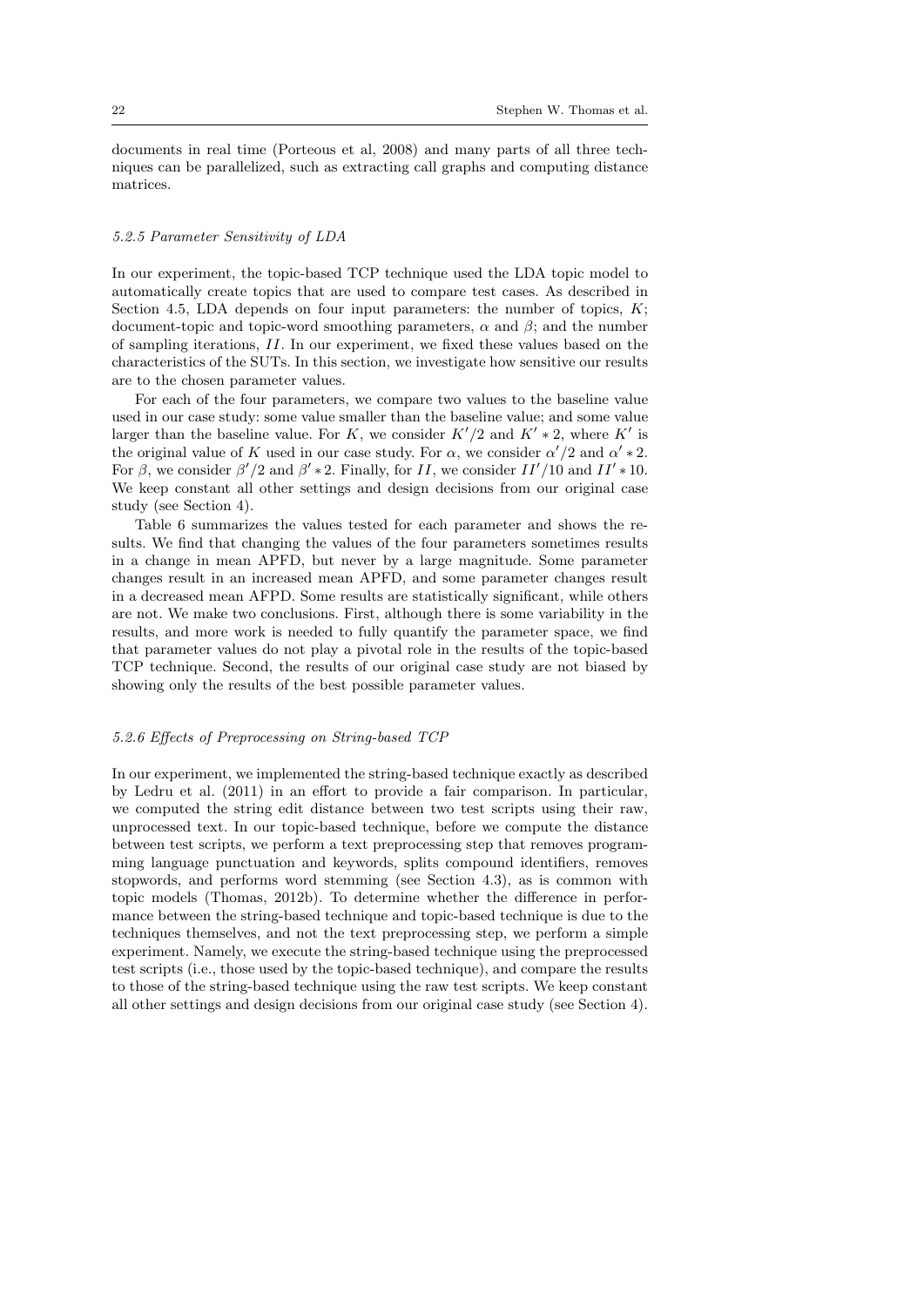documents in real time (Porteous et al, 2008) and many parts of all three techniques can be parallelized, such as extracting call graphs and computing distance matrices.

#### *5.2.5 Parameter Sensitivity of LDA*

In our experiment, the topic-based TCP technique used the LDA topic model to automatically create topics that are used to compare test cases. As described in Section 4.5, LDA depends on four input parameters: the number of topics, $K$; document-topic and topic-word smoothing parameters, $\alpha$ and $\beta$; and the number of sampling iterations, $II$. In our experiment, we fixed these values based on the characteristics of the SUTs. In this section, we investigate how sensitive our results are to the chosen parameter values.

For each of the four parameters, we compare two values to the baseline value used in our case study: some value smaller than the baseline value; and some value larger than the baseline value. For $K$, we consider $K'/2$ and $K' * 2$, where $K'$ is the original value of $K$ used in our case study. For $\alpha$, we consider $\alpha'/2$ and $\alpha' * 2$. For $\beta$, we consider $\beta'/2$ and $\beta' * 2$. Finally, for $II$, we consider $II'/10$ and $II' * 10$. We keep constant all other settings and design decisions from our original case study (see Section 4).

Table 6 summarizes the values tested for each parameter and shows the results. We find that changing the values of the four parameters sometimes results in a change in mean APFD, but never by a large magnitude. Some parameter changes result in an increased mean APFD, and some parameter changes result in a decreased mean AFPD. Some results are statistically significant, while others are not. We make two conclusions. First, although there is some variability in the results, and more work is needed to fully quantify the parameter space, we find that parameter values do not play a pivotal role in the results of the topic-based TCP technique. Second, the results of our original case study are not biased by showing only the results of the best possible parameter values.

#### *5.2.6 Effects of Preprocessing on String-based TCP*

In our experiment, we implemented the string-based technique exactly as described by Ledru et al. (2011) in an effort to provide a fair comparison. In particular, we computed the string edit distance between two test scripts using their raw, unprocessed text. In our topic-based technique, before we compute the distance between test scripts, we perform a text preprocessing step that removes programming language punctuation and keywords, splits compound identifiers, removes stopwords, and performs word stemming (see Section 4.3), as is common with topic models (Thomas, 2012b). To determine whether the difference in performance between the string-based technique and topic-based technique is due to the techniques themselves, and not the text preprocessing step, we perform a simple experiment. Namely, we execute the string-based technique using the preprocessed test scripts (i.e., those used by the topic-based technique), and compare the results to those of the string-based technique using the raw test scripts. We keep constant all other settings and design decisions from our original case study (see Section 4).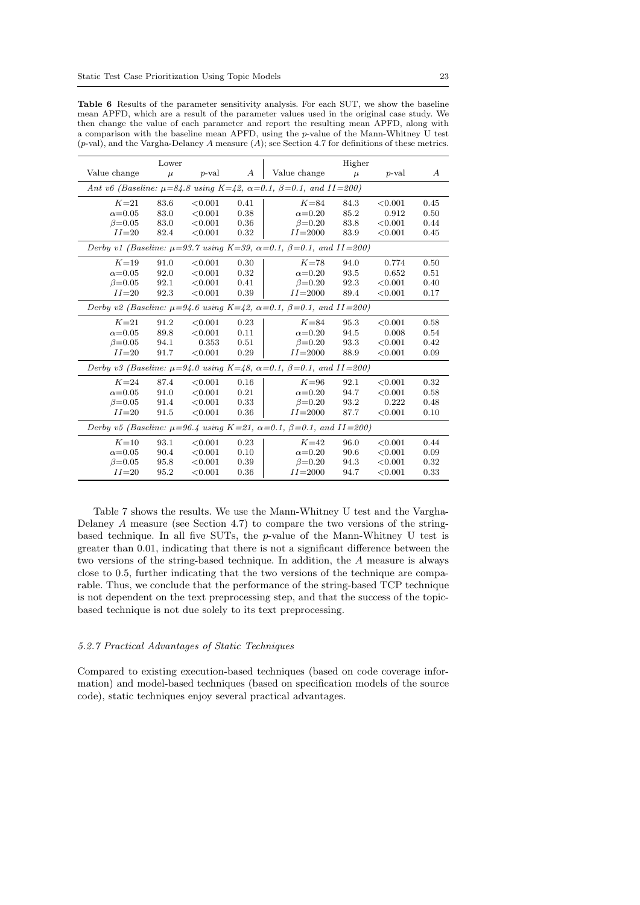**Table 6** Results of the parameter sensitivity analysis. For each SUT, we show the baseline mean APFD, which are a result of the parameter values used in the original case study. We then change the value of each parameter and report the resulting mean APFD, along with a comparison with the baseline mean APFD, using the $p$-value of the Mann-Whitney U test ($p$-val), and the Vargha-Delaney $A$ measure ($A$); see Section 4.7 for definitions of these metrics.

| | Lower | | | | Higher | | |
|---|---|---|---|---|---|---|---|
| Value change | $\mu$ | $p$-val | $A$ | Value change | $\mu$ | $p$-val | $A$ |
| *Ant v6 (Baseline: $\mu$=84.8 using $K$=42, $\alpha$=0.1, $\beta$=0.1, and $II$=200)* | | | | | | | |
| $K$=21 | 83.6 | <0.001 | 0.41 | $K$=84 | 84.3 | <0.001 | 0.45 |
| $\alpha$=0.05 | 83.0 | <0.001 | 0.38 | $\alpha$=0.20 | 85.2 | 0.912 | 0.50 |
| $\beta$=0.05 | 83.0 | <0.001 | 0.36 | $\beta$=0.20 | 83.8 | <0.001 | 0.44 |
| $II$=20 | 82.4 | <0.001 | 0.32 | $II$=2000 | 83.9 | <0.001 | 0.45 |
| *Derby v1 (Baseline: $\mu$=93.7 using $K$=39, $\alpha$=0.1, $\beta$=0.1, and $II$=200)* | | | | | | | |
| $K$=19 | 91.0 | <0.001 | 0.30 | $K$=78 | 94.0 | 0.774 | 0.50 |
| $\alpha$=0.05 | 92.0 | <0.001 | 0.32 | $\alpha$=0.20 | 93.5 | 0.652 | 0.51 |
| $\beta$=0.05 | 92.1 | <0.001 | 0.41 | $\beta$=0.20 | 92.3 | <0.001 | 0.40 |
| $II$=20 | 92.3 | <0.001 | 0.39 | $II$=2000 | 89.4 | <0.001 | 0.17 |
| *Derby v2 (Baseline: $\mu$=94.6 using $K$=42, $\alpha$=0.1, $\beta$=0.1, and $II$=200)* | | | | | | | |
| $K$=21 | 91.2 | <0.001 | 0.23 | $K$=84 | 95.3 | <0.001 | 0.58 |
| $\alpha$=0.05 | 89.8 | <0.001 | 0.11 | $\alpha$=0.20 | 94.5 | 0.008 | 0.54 |
| $\beta$=0.05 | 94.1 | 0.353 | 0.51 | $\beta$=0.20 | 93.3 | <0.001 | 0.42 |
| $II$=20 | 91.7 | <0.001 | 0.29 | $II$=2000 | 88.9 | <0.001 | 0.09 |
| *Derby v3 (Baseline: $\mu$=94.0 using $K$=48, $\alpha$=0.1, $\beta$=0.1, and $II$=200)* | | | | | | | |
| $K$=24 | 87.4 | <0.001 | 0.16 | $K$=96 | 92.1 | <0.001 | 0.32 |
| $\alpha$=0.05 | 91.0 | <0.001 | 0.21 | $\alpha$=0.20 | 94.7 | <0.001 | 0.58 |
| $\beta$=0.05 | 91.4 | <0.001 | 0.33 | $\beta$=0.20 | 93.2 | 0.222 | 0.48 |
| $II$=20 | 91.5 | <0.001 | 0.36 | $II$=2000 | 87.7 | <0.001 | 0.10 |
| *Derby v5 (Baseline: $\mu$=96.4 using $K$=21, $\alpha$=0.1, $\beta$=0.1, and $II$=200)* | | | | | | | |
| $K$=10 | 93.1 | <0.001 | 0.23 | $K$=42 | 96.0 | <0.001 | 0.44 |
| $\alpha$=0.05 | 90.4 | <0.001 | 0.10 | $\alpha$=0.20 | 90.6 | <0.001 | 0.09 |
| $\beta$=0.05 | 95.8 | <0.001 | 0.39 | $\beta$=0.20 | 94.3 | <0.001 | 0.32 |
| $II$=20 | 95.2 | <0.001 | 0.36 | $II$=2000 | 94.7 | <0.001 | 0.33 |

Table 7 shows the results. We use the Mann-Whitney U test and the Vargha-Delaney $A$ measure (see Section 4.7) to compare the two versions of the string-based technique. In all five SUTs, the $p$-value of the Mann-Whitney U test is greater than 0.01, indicating that there is not a significant difference between the two versions of the string-based technique. In addition, the $A$ measure is always close to 0.5, further indicating that the two versions of the technique are comparable. Thus, we conclude that the performance of the string-based TCP technique is not dependent on the text preprocessing step, and that the success of the topic-based technique is not due solely to its text preprocessing.

#### *5.2.7 Practical Advantages of Static Techniques*

Compared to existing execution-based techniques (based on code coverage information) and model-based techniques (based on specification models of the source code), static techniques enjoy several practical advantages.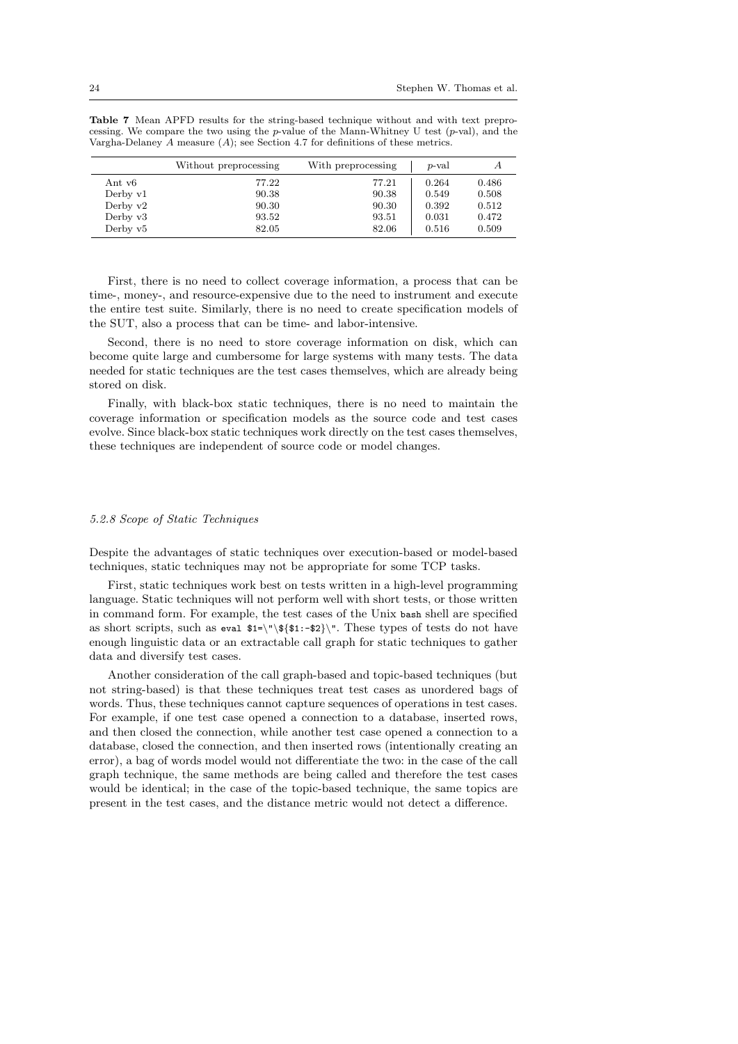**Table 7** Mean APFD results for the string-based technique without and with text preprocessing. We compare the two using the $p$-value of the Mann-Whitney U test ($p$-val), and the Vargha-Delaney $A$ measure ($A$); see Section 4.7 for definitions of these metrics.

| | Without preprocessing | With preprocessing | $p$-val | $A$ |
|---|---|---|---|---|
| Ant v6 | 77.22 | 77.21 | 0.264 | 0.486 |
| Derby v1 | 90.38 | 90.38 | 0.549 | 0.508 |
| Derby v2 | 90.30 | 90.30 | 0.392 | 0.512 |
| Derby v3 | 93.52 | 93.51 | 0.031 | 0.472 |
| Derby v5 | 82.05 | 82.06 | 0.516 | 0.509 |

First, there is no need to collect coverage information, a process that can be time-, money-, and resource-expensive due to the need to instrument and execute the entire test suite. Similarly, there is no need to create specification models of the SUT, also a process that can be time- and labor-intensive.

Second, there is no need to store coverage information on disk, which can become quite large and cumbersome for large systems with many tests. The data needed for static techniques are the test cases themselves, which are already being stored on disk.

Finally, with black-box static techniques, there is no need to maintain the coverage information or specification models as the source code and test cases evolve. Since black-box static techniques work directly on the test cases themselves, these techniques are independent of source code or model changes.

*5.2.8 Scope of Static Techniques*

Despite the advantages of static techniques over execution-based or model-based techniques, static techniques may not be appropriate for some TCP tasks.

First, static techniques work best on tests written in a high-level programming language. Static techniques will not perform well with short tests, or those written in command form. For example, the test cases of the Unix `bash` shell are specified as short scripts, such as `eval $1=\"\${$1:-$2}\"`. These types of tests do not have enough linguistic data or an extractable call graph for static techniques to gather data and diversify test cases.

Another consideration of the call graph-based and topic-based techniques (but not string-based) is that these techniques treat test cases as unordered bags of words. Thus, these techniques cannot capture sequences of operations in test cases. For example, if one test case opened a connection to a database, inserted rows, and then closed the connection, while another test case opened a connection to a database, closed the connection, and then inserted rows (intentionally creating an error), a bag of words model would not differentiate the two: in the case of the call graph technique, the same methods are being called and therefore the test cases would be identical; in the case of the topic-based technique, the same topics are present in the test cases, and the distance metric would not detect a difference.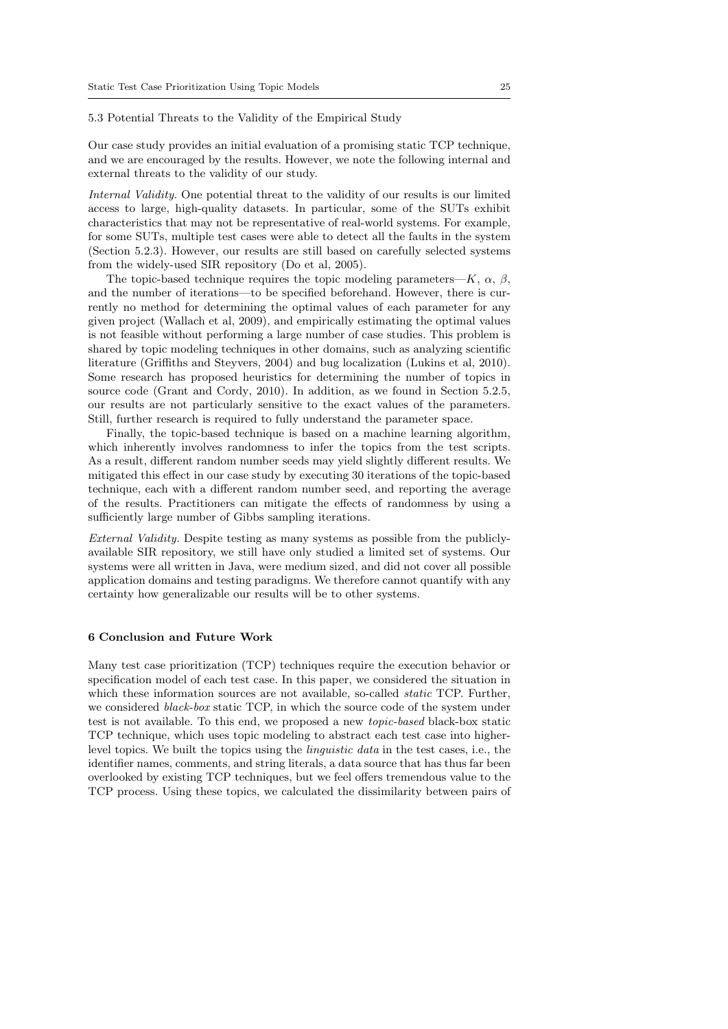### 5.3 Potential Threats to the Validity of the Empirical Study

Our case study provides an initial evaluation of a promising static TCP technique, and we are encouraged by the results. However, we note the following internal and external threats to the validity of our study.

*Internal Validity.* One potential threat to the validity of our results is our limited access to large, high-quality datasets. In particular, some of the SUTs exhibit characteristics that may not be representative of real-world systems. For example, for some SUTs, multiple test cases were able to detect all the faults in the system (Section 5.2.3). However, our results are still based on carefully selected systems from the widely-used SIR repository (Do et al, 2005).

The topic-based technique requires the topic modeling parameters—$K$, $\alpha$, $\beta$, and the number of iterations—to be specified beforehand. However, there is currently no method for determining the optimal values of each parameter for any given project (Wallach et al, 2009), and empirically estimating the optimal values is not feasible without performing a large number of case studies. This problem is shared by topic modeling techniques in other domains, such as analyzing scientific literature (Griffiths and Steyvers, 2004) and bug localization (Lukins et al, 2010). Some research has proposed heuristics for determining the number of topics in source code (Grant and Cordy, 2010). In addition, as we found in Section 5.2.5, our results are not particularly sensitive to the exact values of the parameters. Still, further research is required to fully understand the parameter space.

Finally, the topic-based technique is based on a machine learning algorithm, which inherently involves randomness to infer the topics from the test scripts. As a result, different random number seeds may yield slightly different results. We mitigated this effect in our case study by executing 30 iterations of the topic-based technique, each with a different random number seed, and reporting the average of the results. Practitioners can mitigate the effects of randomness by using a sufficiently large number of Gibbs sampling iterations.

*External Validity.* Despite testing as many systems as possible from the publicly-available SIR repository, we still have only studied a limited set of systems. Our systems were all written in Java, were medium sized, and did not cover all possible application domains and testing paradigms. We therefore cannot quantify with any certainty how generalizable our results will be to other systems.

## 6 Conclusion and Future Work

Many test case prioritization (TCP) techniques require the execution behavior or specification model of each test case. In this paper, we considered the situation in which these information sources are not available, so-called *static* TCP. Further, we considered *black-box* static TCP, in which the source code of the system under test is not available. To this end, we proposed a new *topic-based* black-box static TCP technique, which uses topic modeling to abstract each test case into higher-level topics. We built the topics using the *linguistic data* in the test cases, i.e., the identifier names, comments, and string literals, a data source that has thus far been overlooked by existing TCP techniques, but we feel offers tremendous value to the TCP process. Using these topics, we calculated the dissimilarity between pairs of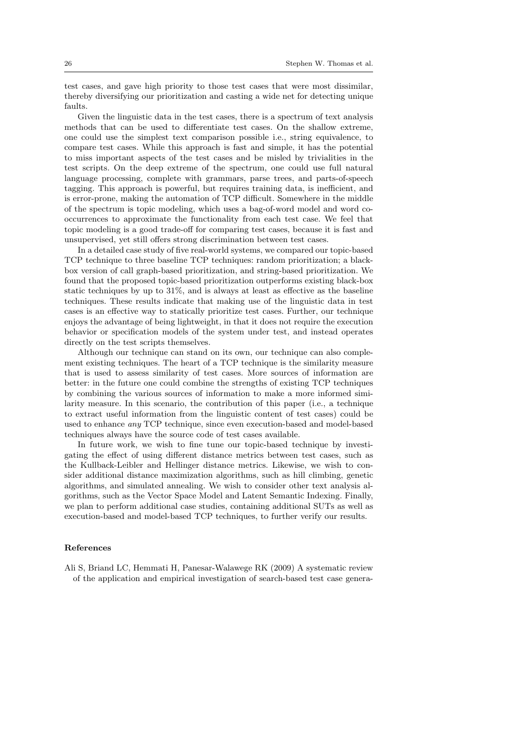test cases, and gave high priority to those test cases that were most dissimilar, thereby diversifying our prioritization and casting a wide net for detecting unique faults.

Given the linguistic data in the test cases, there is a spectrum of text analysis methods that can be used to differentiate test cases. On the shallow extreme, one could use the simplest text comparison possible i.e., string equivalence, to compare test cases. While this approach is fast and simple, it has the potential to miss important aspects of the test cases and be misled by trivialities in the test scripts. On the deep extreme of the spectrum, one could use full natural language processing, complete with grammars, parse trees, and parts-of-speech tagging. This approach is powerful, but requires training data, is inefficient, and is error-prone, making the automation of TCP difficult. Somewhere in the middle of the spectrum is topic modeling, which uses a bag-of-word model and word co-occurrences to approximate the functionality from each test case. We feel that topic modeling is a good trade-off for comparing test cases, because it is fast and unsupervised, yet still offers strong discrimination between test cases.

In a detailed case study of five real-world systems, we compared our topic-based TCP technique to three baseline TCP techniques: random prioritization; a black-box version of call graph-based prioritization, and string-based prioritization. We found that the proposed topic-based prioritization outperforms existing black-box static techniques by up to 31%, and is always at least as effective as the baseline techniques. These results indicate that making use of the linguistic data in test cases is an effective way to statically prioritize test cases. Further, our technique enjoys the advantage of being lightweight, in that it does not require the execution behavior or specification models of the system under test, and instead operates directly on the test scripts themselves.

Although our technique can stand on its own, our technique can also complement existing techniques. The heart of a TCP technique is the similarity measure that is used to assess similarity of test cases. More sources of information are better: in the future one could combine the strengths of existing TCP techniques by combining the various sources of information to make a more informed similarity measure. In this scenario, the contribution of this paper (i.e., a technique to extract useful information from the linguistic content of test cases) could be used to enhance *any* TCP technique, since even execution-based and model-based techniques always have the source code of test cases available.

In future work, we wish to fine tune our topic-based technique by investigating the effect of using different distance metrics between test cases, such as the Kullback-Leibler and Hellinger distance metrics. Likewise, we wish to consider additional distance maximization algorithms, such as hill climbing, genetic algorithms, and simulated annealing. We wish to consider other text analysis algorithms, such as the Vector Space Model and Latent Semantic Indexing. Finally, we plan to perform additional case studies, containing additional SUTs as well as execution-based and model-based TCP techniques, to further verify our results.

## References

Ali S, Briand LC, Hemmati H, Panesar-Walawege RK (2009) A systematic review of the application and empirical investigation of search-based test case genera-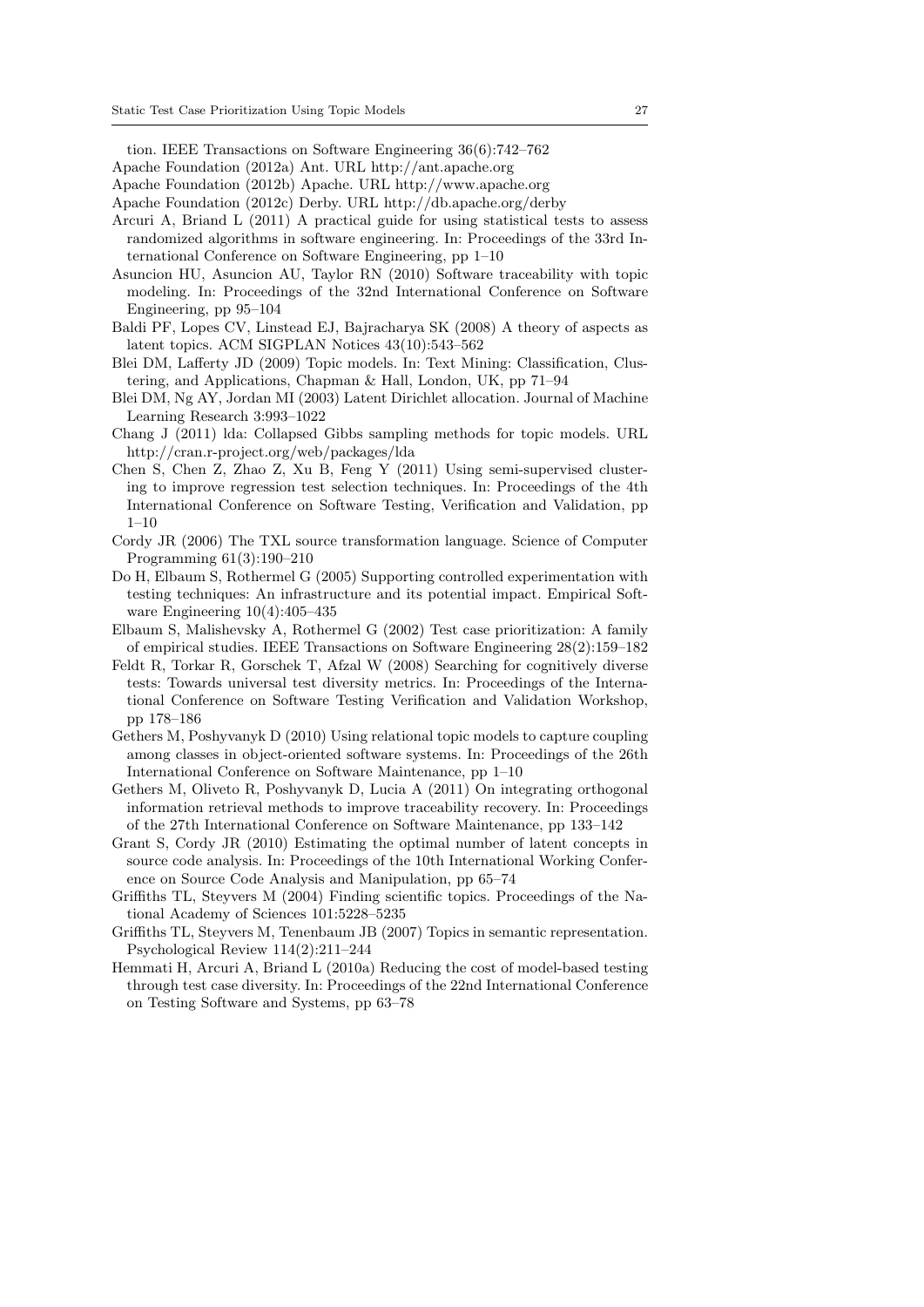tion. IEEE Transactions on Software Engineering 36(6):742–762

Apache Foundation (2012a) Ant. URL http://ant.apache.org

Apache Foundation (2012b) Apache. URL http://www.apache.org

Apache Foundation (2012c) Derby. URL http://db.apache.org/derby

Arcuri A, Briand L (2011) A practical guide for using statistical tests to assess randomized algorithms in software engineering. In: Proceedings of the 33rd International Conference on Software Engineering, pp 1–10

Asuncion HU, Asuncion AU, Taylor RN (2010) Software traceability with topic modeling. In: Proceedings of the 32nd International Conference on Software Engineering, pp 95–104

Baldi PF, Lopes CV, Linstead EJ, Bajracharya SK (2008) A theory of aspects as latent topics. ACM SIGPLAN Notices 43(10):543–562

Blei DM, Lafferty JD (2009) Topic models. In: Text Mining: Classification, Clustering, and Applications, Chapman & Hall, London, UK, pp 71–94

Blei DM, Ng AY, Jordan MI (2003) Latent Dirichlet allocation. Journal of Machine Learning Research 3:993–1022

Chang J (2011) lda: Collapsed Gibbs sampling methods for topic models. URL http://cran.r-project.org/web/packages/lda

Chen S, Chen Z, Zhao Z, Xu B, Feng Y (2011) Using semi-supervised clustering to improve regression test selection techniques. In: Proceedings of the 4th International Conference on Software Testing, Verification and Validation, pp 1–10

Cordy JR (2006) The TXL source transformation language. Science of Computer Programming 61(3):190–210

Do H, Elbaum S, Rothermel G (2005) Supporting controlled experimentation with testing techniques: An infrastructure and its potential impact. Empirical Software Engineering 10(4):405–435

Elbaum S, Malishevsky A, Rothermel G (2002) Test case prioritization: A family of empirical studies. IEEE Transactions on Software Engineering 28(2):159–182

Feldt R, Torkar R, Gorschek T, Afzal W (2008) Searching for cognitively diverse tests: Towards universal test diversity metrics. In: Proceedings of the International Conference on Software Testing Verification and Validation Workshop, pp 178–186

Gethers M, Poshyvanyk D (2010) Using relational topic models to capture coupling among classes in object-oriented software systems. In: Proceedings of the 26th International Conference on Software Maintenance, pp 1–10

Gethers M, Oliveto R, Poshyvanyk D, Lucia A (2011) On integrating orthogonal information retrieval methods to improve traceability recovery. In: Proceedings of the 27th International Conference on Software Maintenance, pp 133–142

Grant S, Cordy JR (2010) Estimating the optimal number of latent concepts in source code analysis. In: Proceedings of the 10th International Working Conference on Source Code Analysis and Manipulation, pp 65–74

Griffiths TL, Steyvers M (2004) Finding scientific topics. Proceedings of the National Academy of Sciences 101:5228–5235

Griffiths TL, Steyvers M, Tenenbaum JB (2007) Topics in semantic representation. Psychological Review 114(2):211–244

Hemmati H, Arcuri A, Briand L (2010a) Reducing the cost of model-based testing through test case diversity. In: Proceedings of the 22nd International Conference on Testing Software and Systems, pp 63–78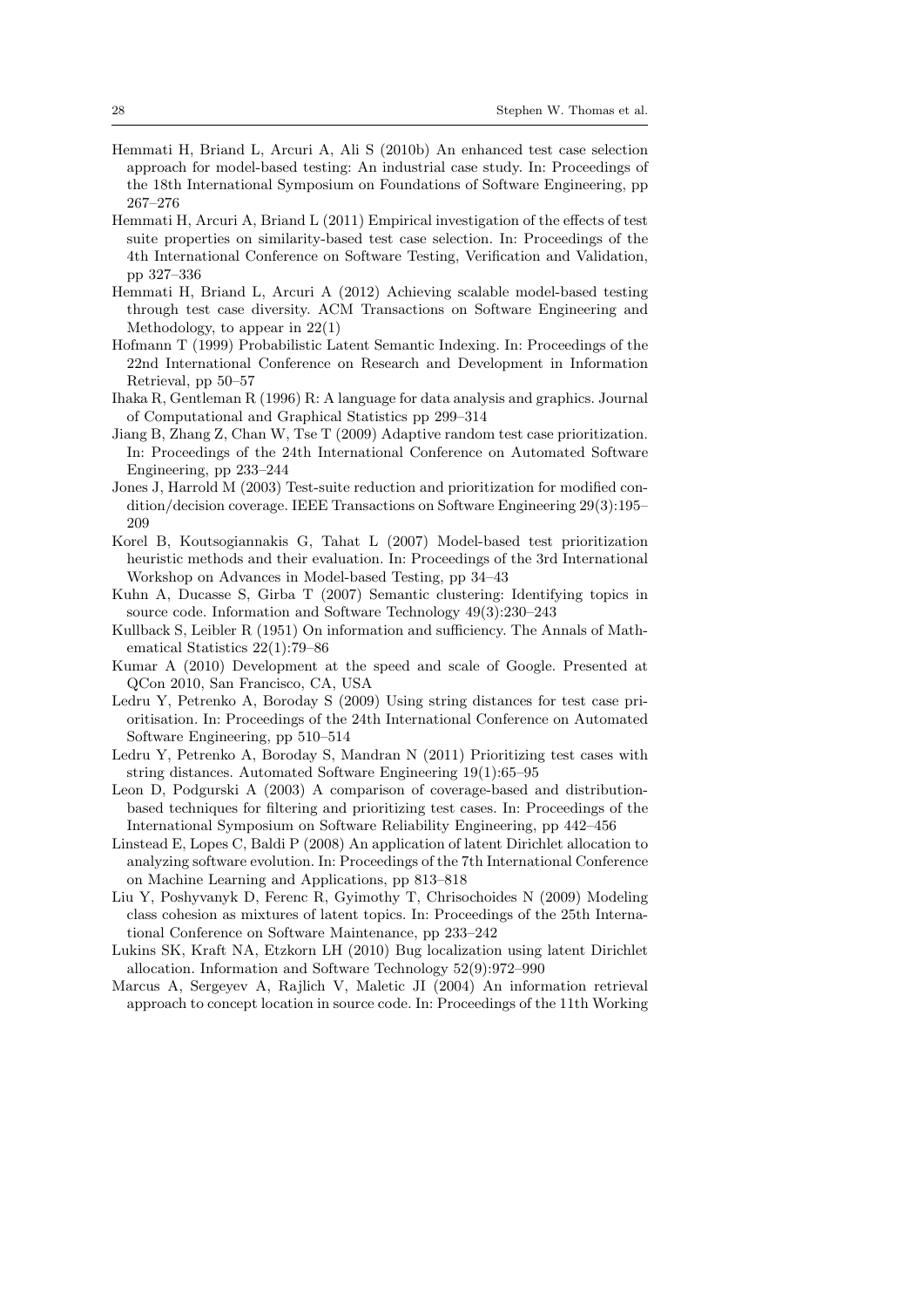Hemmati H, Briand L, Arcuri A, Ali S (2010b) An enhanced test case selection approach for model-based testing: An industrial case study. In: Proceedings of the 18th International Symposium on Foundations of Software Engineering, pp 267–276

Hemmati H, Arcuri A, Briand L (2011) Empirical investigation of the effects of test suite properties on similarity-based test case selection. In: Proceedings of the 4th International Conference on Software Testing, Verification and Validation, pp 327–336

Hemmati H, Briand L, Arcuri A (2012) Achieving scalable model-based testing through test case diversity. ACM Transactions on Software Engineering and Methodology, to appear in 22(1)

Hofmann T (1999) Probabilistic Latent Semantic Indexing. In: Proceedings of the 22nd International Conference on Research and Development in Information Retrieval, pp 50–57

Ihaka R, Gentleman R (1996) R: A language for data analysis and graphics. Journal of Computational and Graphical Statistics pp 299–314

Jiang B, Zhang Z, Chan W, Tse T (2009) Adaptive random test case prioritization. In: Proceedings of the 24th International Conference on Automated Software Engineering, pp 233–244

Jones J, Harrold M (2003) Test-suite reduction and prioritization for modified condition/decision coverage. IEEE Transactions on Software Engineering 29(3):195–209

Korel B, Koutsogiannakis G, Tahat L (2007) Model-based test prioritization heuristic methods and their evaluation. In: Proceedings of the 3rd International Workshop on Advances in Model-based Testing, pp 34–43

Kuhn A, Ducasse S, Girba T (2007) Semantic clustering: Identifying topics in source code. Information and Software Technology 49(3):230–243

Kullback S, Leibler R (1951) On information and sufficiency. The Annals of Mathematical Statistics 22(1):79–86

Kumar A (2010) Development at the speed and scale of Google. Presented at QCon 2010, San Francisco, CA, USA

Ledru Y, Petrenko A, Boroday S (2009) Using string distances for test case prioritisation. In: Proceedings of the 24th International Conference on Automated Software Engineering, pp 510–514

Ledru Y, Petrenko A, Boroday S, Mandran N (2011) Prioritizing test cases with string distances. Automated Software Engineering 19(1):65–95

Leon D, Podgurski A (2003) A comparison of coverage-based and distribution-based techniques for filtering and prioritizing test cases. In: Proceedings of the International Symposium on Software Reliability Engineering, pp 442–456

Linstead E, Lopes C, Baldi P (2008) An application of latent Dirichlet allocation to analyzing software evolution. In: Proceedings of the 7th International Conference on Machine Learning and Applications, pp 813–818

Liu Y, Poshyvanyk D, Ferenc R, Gyimothy T, Chrisochoides N (2009) Modeling class cohesion as mixtures of latent topics. In: Proceedings of the 25th International Conference on Software Maintenance, pp 233–242

Lukins SK, Kraft NA, Etzkorn LH (2010) Bug localization using latent Dirichlet allocation. Information and Software Technology 52(9):972–990

Marcus A, Sergeyev A, Rajlich V, Maletic JI (2004) An information retrieval approach to concept location in source code. In: Proceedings of the 11th Working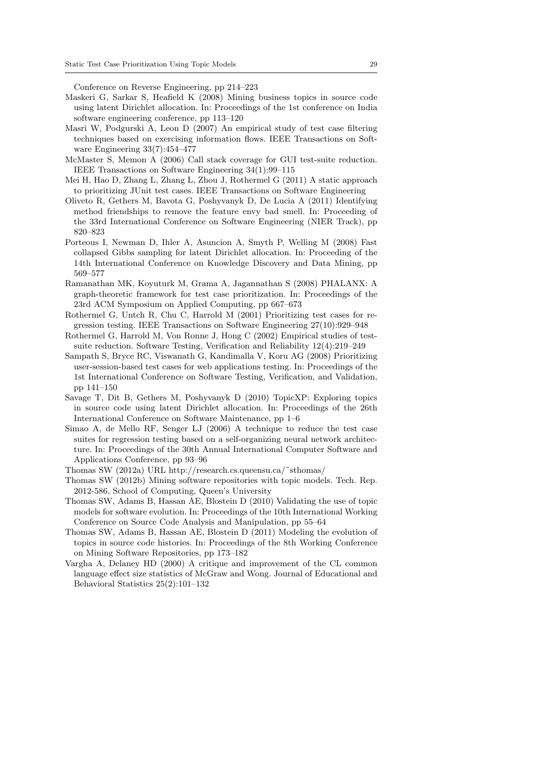Conference on Reverse Engineering, pp 214–223

Maskeri G, Sarkar S, Heafield K (2008) Mining business topics in source code using latent Dirichlet allocation. In: Proceedings of the 1st conference on India software engineering conference, pp 113–120

Masri W, Podgurski A, Leon D (2007) An empirical study of test case filtering techniques based on exercising information flows. IEEE Transactions on Software Engineering 33(7):454–477

McMaster S, Memon A (2006) Call stack coverage for GUI test-suite reduction. IEEE Transactions on Software Engineering 34(1):99–115

Mei H, Hao D, Zhang L, Zhang L, Zhou J, Rothermel G (2011) A static approach to prioritizing JUnit test cases. IEEE Transactions on Software Engineering

Oliveto R, Gethers M, Bavota G, Poshyvanyk D, De Lucia A (2011) Identifying method friendships to remove the feature envy bad smell. In: Proceeding of the 33rd International Conference on Software Engineering (NIER Track), pp 820–823

Porteous I, Newman D, Ihler A, Asuncion A, Smyth P, Welling M (2008) Fast collapsed Gibbs sampling for latent Dirichlet allocation. In: Proceeding of the 14th International Conference on Knowledge Discovery and Data Mining, pp 569–577

Ramanathan MK, Koyuturk M, Grama A, Jagannathan S (2008) PHALANX: A graph-theoretic framework for test case prioritization. In: Proceedings of the 23rd ACM Symposium on Applied Computing, pp 667–673

Rothermel G, Untch R, Chu C, Harrold M (2001) Prioritizing test cases for regression testing. IEEE Transactions on Software Engineering 27(10):929–948

Rothermel G, Harrold M, Von Ronne J, Hong C (2002) Empirical studies of test-suite reduction. Software Testing, Verification and Reliability 12(4):219–249

Sampath S, Bryce RC, Viswanath G, Kandimalla V, Koru AG (2008) Prioritizing user-session-based test cases for web applications testing. In: Proceedings of the 1st International Conference on Software Testing, Verification, and Validation, pp 141–150

Savage T, Dit B, Gethers M, Poshyvanyk D (2010) TopicXP: Exploring topics in source code using latent Dirichlet allocation. In: Proceedings of the 26th International Conference on Software Maintenance, pp 1–6

Simao A, de Mello RF, Senger LJ (2006) A technique to reduce the test case suites for regression testing based on a self-organizing neural network architecture. In: Proceedings of the 30th Annual International Computer Software and Applications Conference, pp 93–96

Thomas SW (2012a) URL http://research.cs.queensu.ca/~sthomas/

Thomas SW (2012b) Mining software repositories with topic models. Tech. Rep. 2012-586, School of Computing, Queen's University

Thomas SW, Adams B, Hassan AE, Blostein D (2010) Validating the use of topic models for software evolution. In: Proceedings of the 10th International Working Conference on Source Code Analysis and Manipulation, pp 55–64

Thomas SW, Adams B, Hassan AE, Blostein D (2011) Modeling the evolution of topics in source code histories. In: Proceedings of the 8th Working Conference on Mining Software Repositories, pp 173–182

Vargha A, Delaney HD (2000) A critique and improvement of the CL common language effect size statistics of McGraw and Wong. Journal of Educational and Behavioral Statistics 25(2):101–132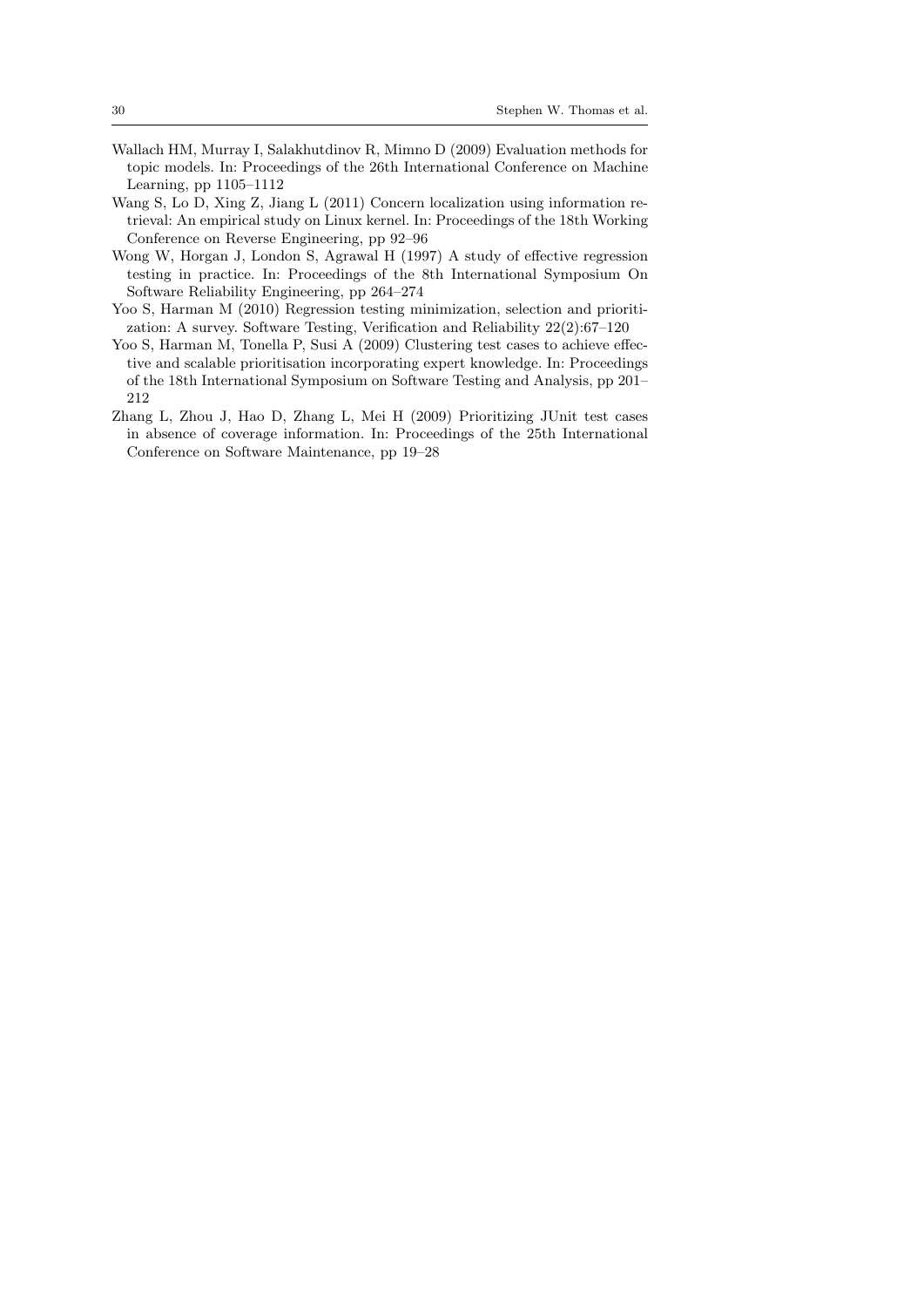Wallach HM, Murray I, Salakhutdinov R, Mimno D (2009) Evaluation methods for topic models. In: Proceedings of the 26th International Conference on Machine Learning, pp 1105–1112

Wang S, Lo D, Xing Z, Jiang L (2011) Concern localization using information retrieval: An empirical study on Linux kernel. In: Proceedings of the 18th Working Conference on Reverse Engineering, pp 92–96

Wong W, Horgan J, London S, Agrawal H (1997) A study of effective regression testing in practice. In: Proceedings of the 8th International Symposium On Software Reliability Engineering, pp 264–274

Yoo S, Harman M (2010) Regression testing minimization, selection and prioritization: A survey. Software Testing, Verification and Reliability 22(2):67–120

Yoo S, Harman M, Tonella P, Susi A (2009) Clustering test cases to achieve effective and scalable prioritisation incorporating expert knowledge. In: Proceedings of the 18th International Symposium on Software Testing and Analysis, pp 201–212

Zhang L, Zhou J, Hao D, Zhang L, Mei H (2009) Prioritizing JUnit test cases in absence of coverage information. In: Proceedings of the 25th International Conference on Software Maintenance, pp 19–28